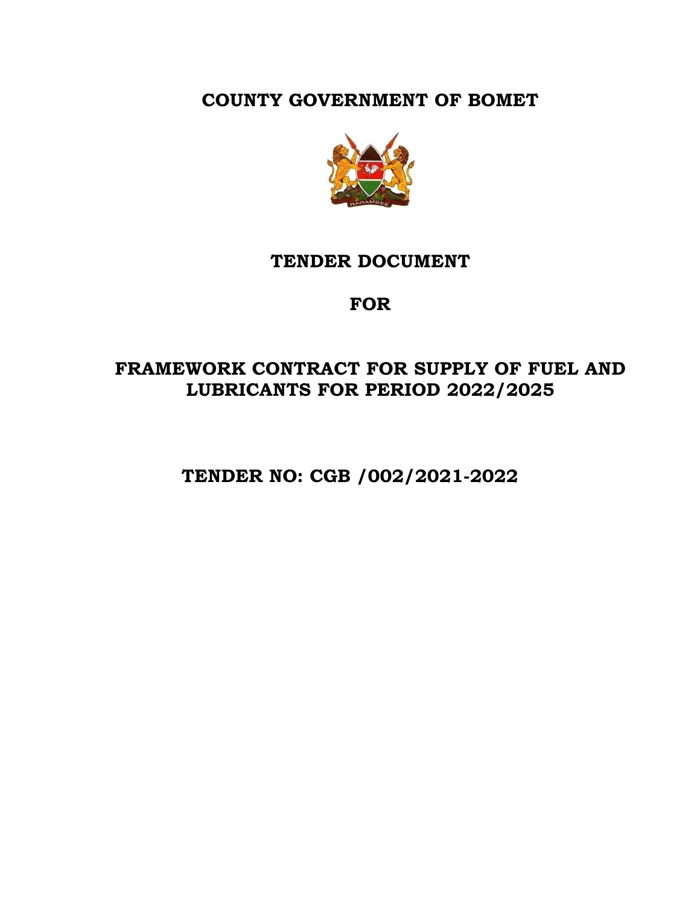# COUNTY GOVERNMENT OF BOMET

## TENDER DOCUMENT

## FOR

## FRAMEWORK CONTRACT FOR SUPPLY OF FUEL AND LUBRICANTS FOR PERIOD 2022/2025

## TENDER NO: CGB /002/2021-2022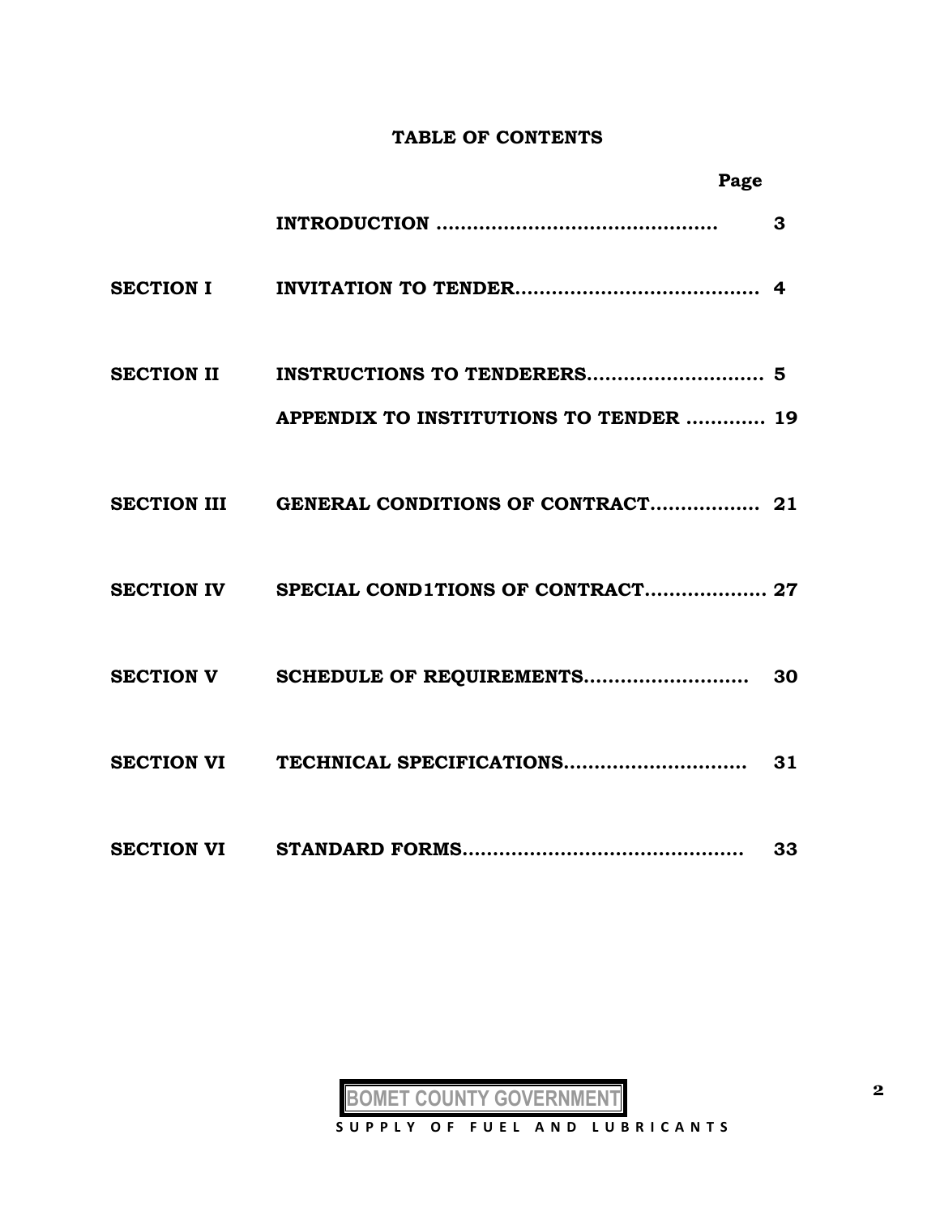# TABLE OF CONTENTS

| | | Page |
|---|---|---|
| | INTRODUCTION ............................................. | 3 |
| SECTION I | INVITATION TO TENDER....................................... | 4 |
| SECTION II | INSTRUCTIONS TO TENDERERS............................ | 5 |
| | APPENDIX TO INSTITUTIONS TO TENDER ............ | 19 |
| SECTION III | GENERAL CONDITIONS OF CONTRACT.................. | 21 |
| SECTION IV | SPECIAL COND1TIONS OF CONTRACT.................... | 27 |
| SECTION V | SCHEDULE OF REQUIREMENTS.......................... | 30 |
| SECTION VI | TECHNICAL SPECIFICATIONS.............................. | 31 |
| SECTION VI | STANDARD FORMS............................................. | 33 |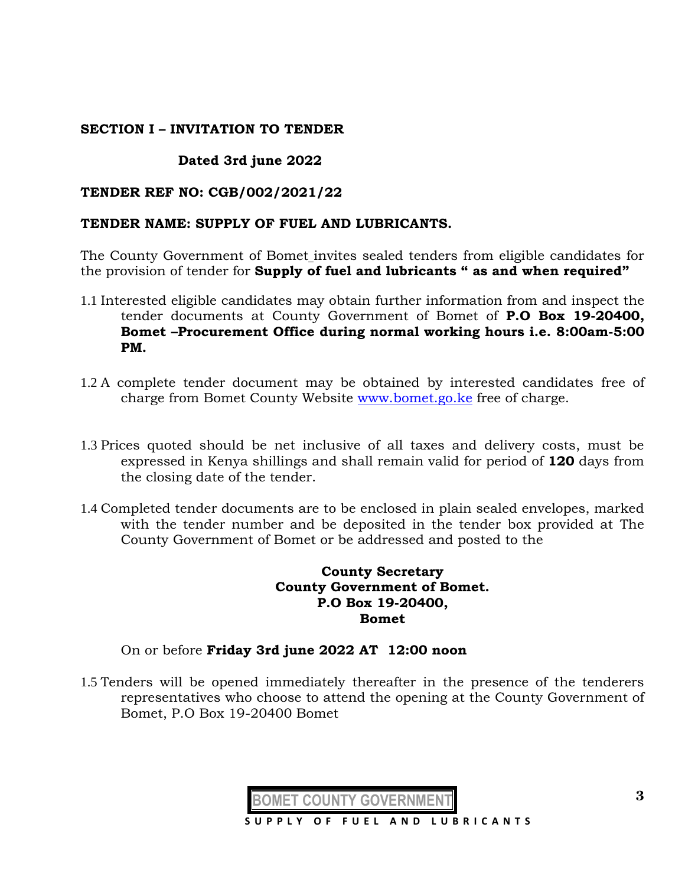**SECTION I – INVITATION TO TENDER**

**Dated 3rd june 2022**

**TENDER REF NO: CGB/002/2021/22**

**TENDER NAME: SUPPLY OF FUEL AND LUBRICANTS.**

The County Government of Bomet invites sealed tenders from eligible candidates for the provision of tender for **Supply of fuel and lubricants " as and when required"**

1.1 Interested eligible candidates may obtain further information from and inspect the tender documents at County Government of Bomet of **P.O Box 19-20400, Bomet –Procurement Office during normal working hours i.e. 8:00am-5:00 PM.**

1.2 A complete tender document may be obtained by interested candidates free of charge from Bomet County Website www.bomet.go.ke free of charge.

1.3 Prices quoted should be net inclusive of all taxes and delivery costs, must be expressed in Kenya shillings and shall remain valid for period of **120** days from the closing date of the tender.

1.4 Completed tender documents are to be enclosed in plain sealed envelopes, marked with the tender number and be deposited in the tender box provided at The County Government of Bomet or be addressed and posted to the

**County Secretary**
**County Government of Bomet.**
**P.O Box 19-20400,**
**Bomet**

On or before **Friday 3rd june 2022 AT 12:00 noon**

1.5 Tenders will be opened immediately thereafter in the presence of the tenderers representatives who choose to attend the opening at the County Government of Bomet, P.O Box 19-20400 Bomet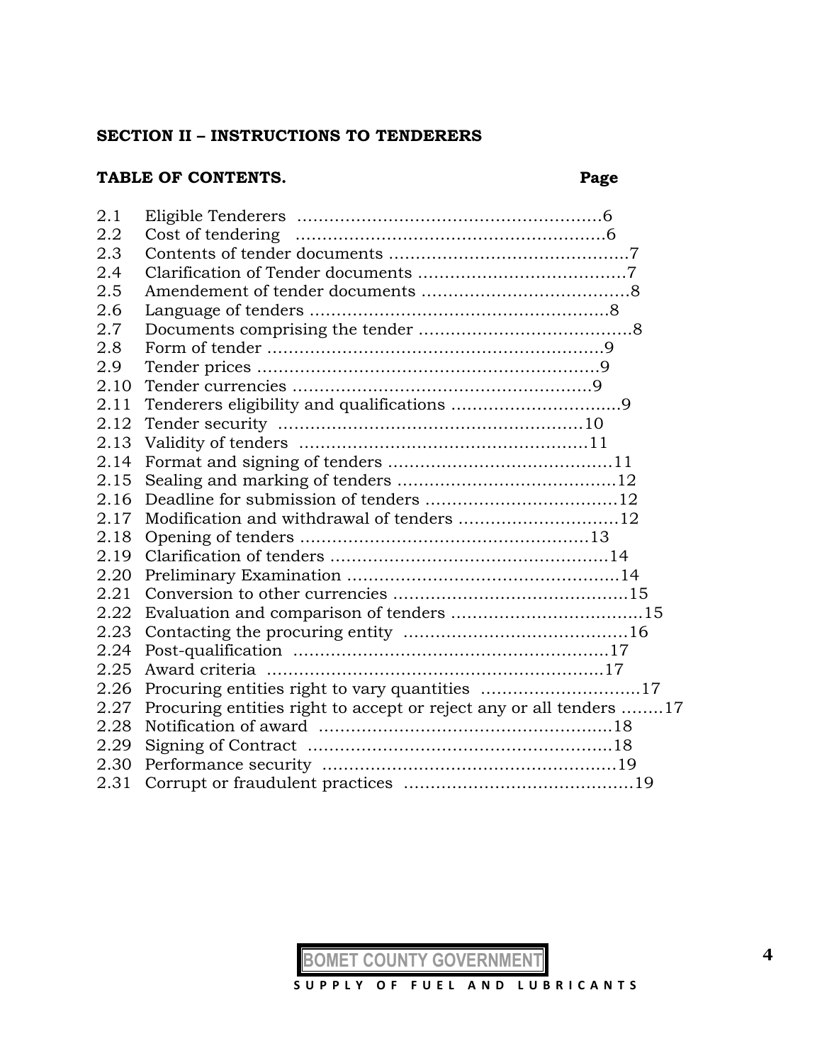## SECTION II – INSTRUCTIONS TO TENDERERS

**TABLE OF CONTENTS.** **Page**

2.1 Eligible Tenderers ………………………………………………6
2.2 Cost of tendering …………………………………………………6
2.3 Contents of tender documents ………………………………………7
2.4 Clarification of Tender documents …………………………………7
2.5 Amendement of tender documents …………………………………8
2.6 Language of tenders ………………………………………………8
2.7 Documents comprising the tender …………………………………8
2.8 Form of tender ……………………………………………………9
2.9 Tender prices ……………………………………………………9
2.10 Tender currencies ………………………………………………9
2.11 Tenderers eligibility and qualifications …………………………9
2.12 Tender security …………………………………………………10
2.13 Validity of tenders ………………………………………………11
2.14 Format and signing of tenders ……………………………………11
2.15 Sealing and marking of tenders …………………………………12
2.16 Deadline for submission of tenders ………………………………12
2.17 Modification and withdrawal of tenders …………………………12
2.18 Opening of tenders ……………………………………………13
2.19 Clarification of tenders …………………………………………14
2.20 Preliminary Examination ………………………………………14
2.21 Conversion to other currencies …………………………………15
2.22 Evaluation and comparison of tenders ……………………………15
2.23 Contacting the procuring entity …………………………………16
2.24 Post-qualification ………………………………………………17
2.25 Award criteria …………………………………………………17
2.26 Procuring entities right to vary quantities …………………………17
2.27 Procuring entities right to accept or reject any or all tenders ……..17
2.28 Notification of award …………………………………………18
2.29 Signing of Contract ……………………………………………18
2.30 Performance security …………………………………………19
2.31 Corrupt or fraudulent practices …………………………………19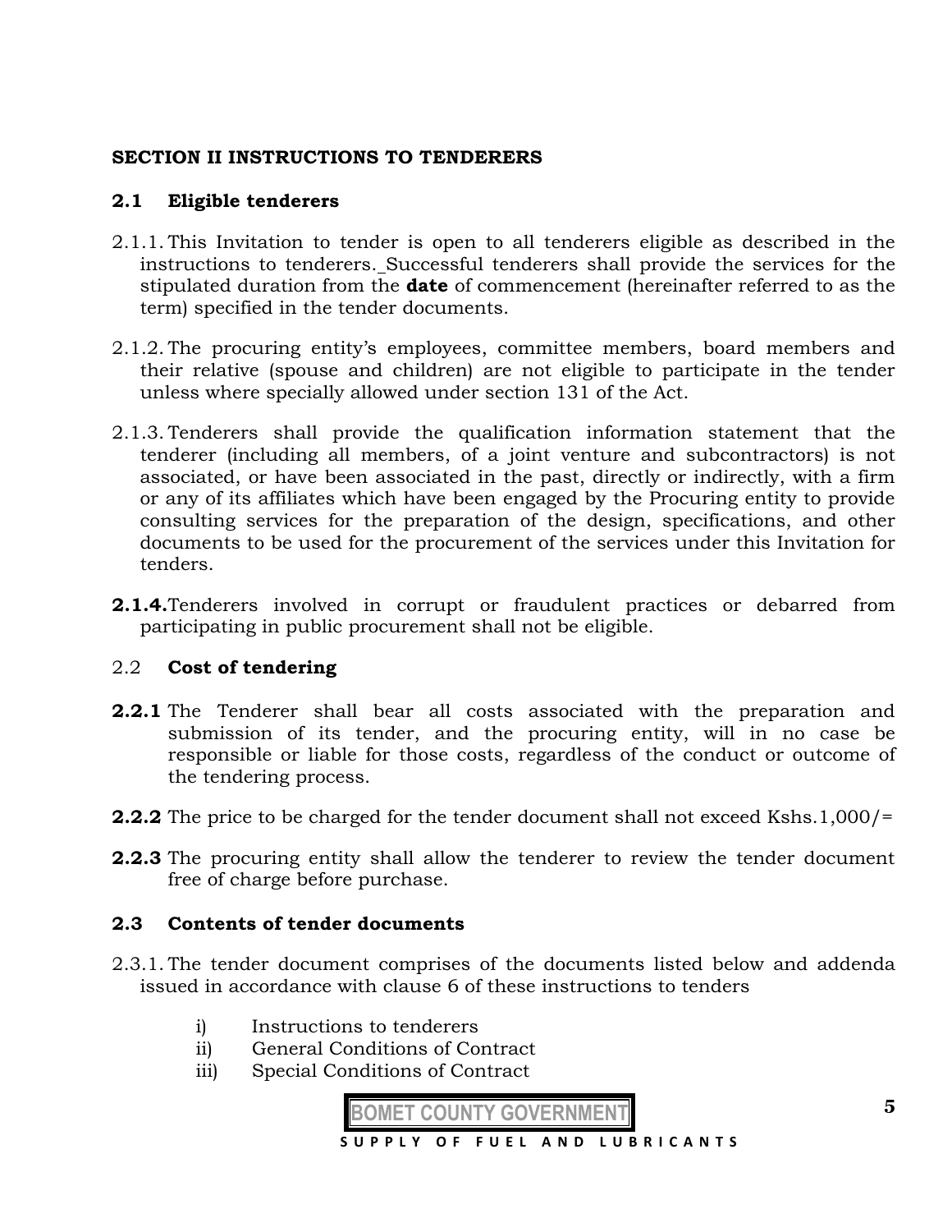## SECTION II INSTRUCTIONS TO TENDERERS

### 2.1 Eligible tenderers

2.1.1. This Invitation to tender is open to all tenderers eligible as described in the instructions to tenderers. Successful tenderers shall provide the services for the stipulated duration from the **date** of commencement (hereinafter referred to as the term) specified in the tender documents.

2.1.2. The procuring entity's employees, committee members, board members and their relative (spouse and children) are not eligible to participate in the tender unless where specially allowed under section 131 of the Act.

2.1.3. Tenderers shall provide the qualification information statement that the tenderer (including all members, of a joint venture and subcontractors) is not associated, or have been associated in the past, directly or indirectly, with a firm or any of its affiliates which have been engaged by the Procuring entity to provide consulting services for the preparation of the design, specifications, and other documents to be used for the procurement of the services under this Invitation for tenders.

**2.1.4.** Tenderers involved in corrupt or fraudulent practices or debarred from participating in public procurement shall not be eligible.

### 2.2 Cost of tendering

**2.2.1** The Tenderer shall bear all costs associated with the preparation and submission of its tender, and the procuring entity, will in no case be responsible or liable for those costs, regardless of the conduct or outcome of the tendering process.

**2.2.2** The price to be charged for the tender document shall not exceed Kshs.1,000/=

**2.2.3** The procuring entity shall allow the tenderer to review the tender document free of charge before purchase.

### 2.3 Contents of tender documents

2.3.1. The tender document comprises of the documents listed below and addenda issued in accordance with clause 6 of these instructions to tenders

i) Instructions to tenderers
ii) General Conditions of Contract
iii) Special Conditions of Contract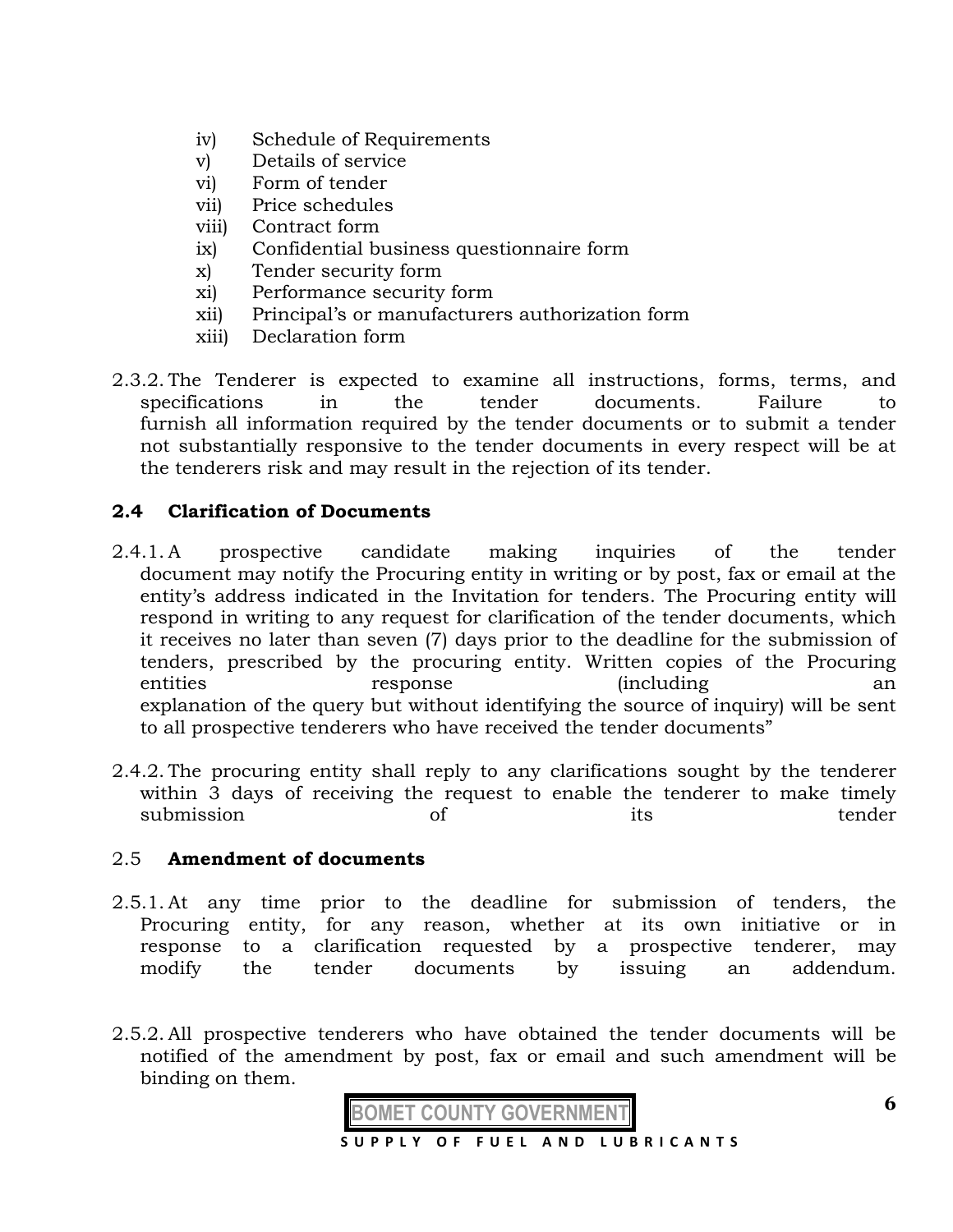iv) Schedule of Requirements
v) Details of service
vi) Form of tender
vii) Price schedules
viii) Contract form
ix) Confidential business questionnaire form
x) Tender security form
xi) Performance security form
xii) Principal's or manufacturers authorization form
xiii) Declaration form

2.3.2. The Tenderer is expected to examine all instructions, forms, terms, and specifications in the tender documents. Failure to furnish all information required by the tender documents or to submit a tender not substantially responsive to the tender documents in every respect will be at the tenderers risk and may result in the rejection of its tender.

### 2.4 Clarification of Documents

2.4.1. A prospective candidate making inquiries of the tender document may notify the Procuring entity in writing or by post, fax or email at the entity's address indicated in the Invitation for tenders. The Procuring entity will respond in writing to any request for clarification of the tender documents, which it receives no later than seven (7) days prior to the deadline for the submission of tenders, prescribed by the procuring entity. Written copies of the Procuring entities response (including an explanation of the query but without identifying the source of inquiry) will be sent to all prospective tenderers who have received the tender documents"

2.4.2. The procuring entity shall reply to any clarifications sought by the tenderer within 3 days of receiving the request to enable the tenderer to make timely submission of its tender

### 2.5 Amendment of documents

2.5.1. At any time prior to the deadline for submission of tenders, the Procuring entity, for any reason, whether at its own initiative or in response to a clarification requested by a prospective tenderer, may modify the tender documents by issuing an addendum.

2.5.2. All prospective tenderers who have obtained the tender documents will be notified of the amendment by post, fax or email and such amendment will be binding on them.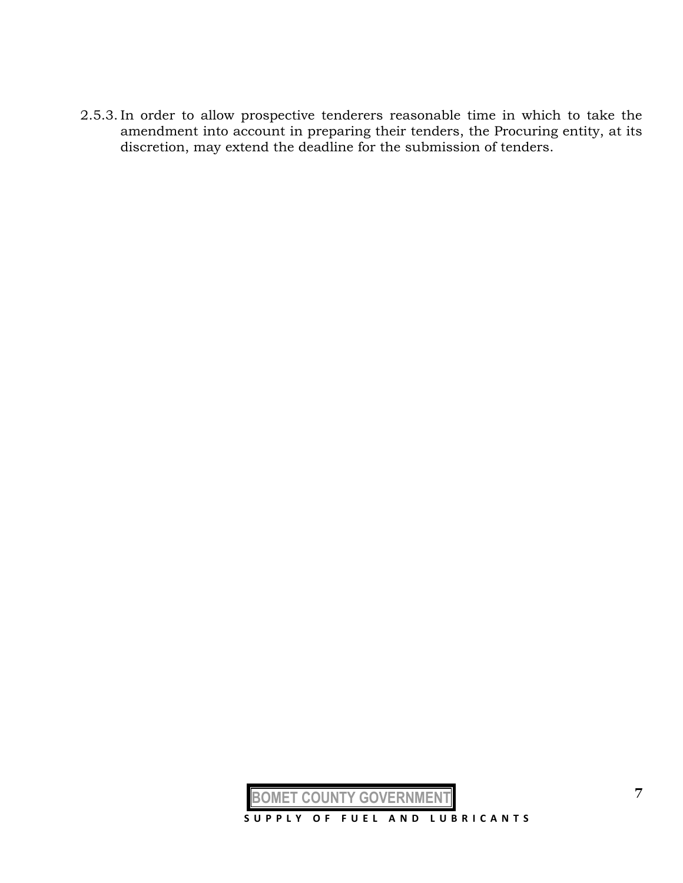2.5.3. In order to allow prospective tenderers reasonable time in which to take the amendment into account in preparing their tenders, the Procuring entity, at its discretion, may extend the deadline for the submission of tenders.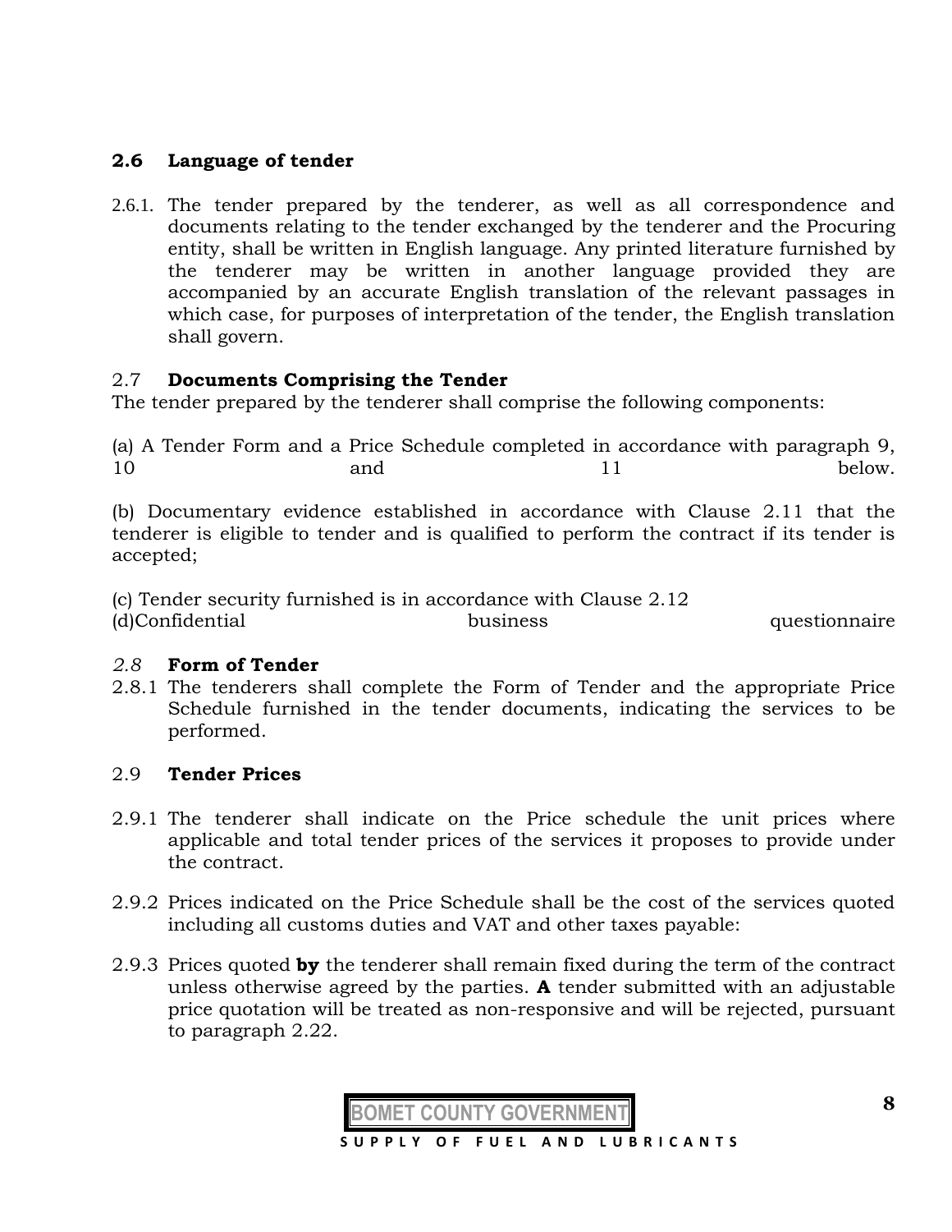### 2.6 Language of tender

2.6.1. The tender prepared by the tenderer, as well as all correspondence and documents relating to the tender exchanged by the tenderer and the Procuring entity, shall be written in English language. Any printed literature furnished by the tenderer may be written in another language provided they are accompanied by an accurate English translation of the relevant passages in which case, for purposes of interpretation of the tender, the English translation shall govern.

### 2.7 Documents Comprising the Tender

The tender prepared by the tenderer shall comprise the following components:

(a) A Tender Form and a Price Schedule completed in accordance with paragraph 9, 10 and 11 below.

(b) Documentary evidence established in accordance with Clause 2.11 that the tenderer is eligible to tender and is qualified to perform the contract if its tender is accepted;

(c) Tender security furnished is in accordance with Clause 2.12
(d)Confidential business questionnaire

### *2.8* Form of Tender

2.8.1 The tenderers shall complete the Form of Tender and the appropriate Price Schedule furnished in the tender documents, indicating the services to be performed.

### 2.9 Tender Prices

2.9.1 The tenderer shall indicate on the Price schedule the unit prices where applicable and total tender prices of the services it proposes to provide under the contract.

2.9.2 Prices indicated on the Price Schedule shall be the cost of the services quoted including all customs duties and VAT and other taxes payable:

2.9.3 Prices quoted **by** the tenderer shall remain fixed during the term of the contract unless otherwise agreed by the parties. **A** tender submitted with an adjustable price quotation will be treated as non-responsive and will be rejected, pursuant to paragraph 2.22.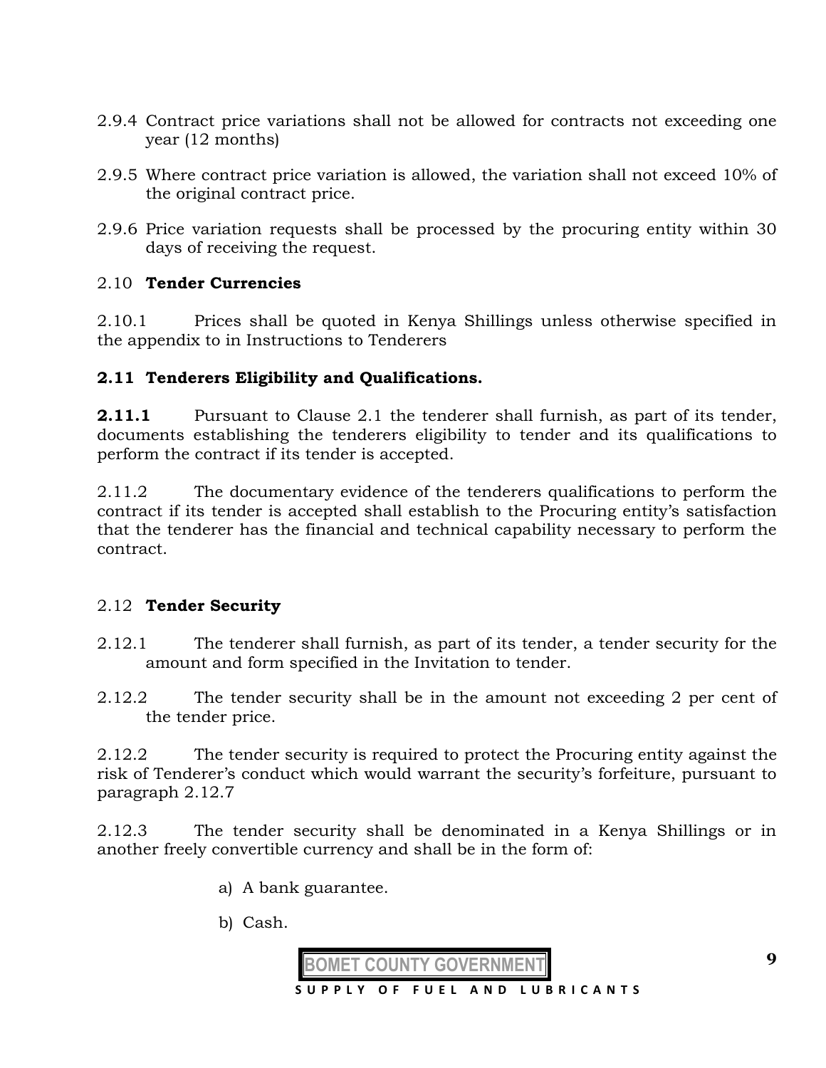2.9.4 Contract price variations shall not be allowed for contracts not exceeding one year (12 months)

2.9.5 Where contract price variation is allowed, the variation shall not exceed 10% of the original contract price.

2.9.6 Price variation requests shall be processed by the procuring entity within 30 days of receiving the request.

## 2.10 **Tender Currencies**

2.10.1 Prices shall be quoted in Kenya Shillings unless otherwise specified in the appendix to in Instructions to Tenderers

## **2.11 Tenderers Eligibility and Qualifications.**

**2.11.1** Pursuant to Clause 2.1 the tenderer shall furnish, as part of its tender, documents establishing the tenderers eligibility to tender and its qualifications to perform the contract if its tender is accepted.

2.11.2 The documentary evidence of the tenderers qualifications to perform the contract if its tender is accepted shall establish to the Procuring entity's satisfaction that the tenderer has the financial and technical capability necessary to perform the contract.

## 2.12 **Tender Security**

2.12.1 The tenderer shall furnish, as part of its tender, a tender security for the amount and form specified in the Invitation to tender.

2.12.2 The tender security shall be in the amount not exceeding 2 per cent of the tender price.

2.12.2 The tender security is required to protect the Procuring entity against the risk of Tenderer's conduct which would warrant the security's forfeiture, pursuant to paragraph 2.12.7

2.12.3 The tender security shall be denominated in a Kenya Shillings or in another freely convertible currency and shall be in the form of:

a) A bank guarantee.

b) Cash.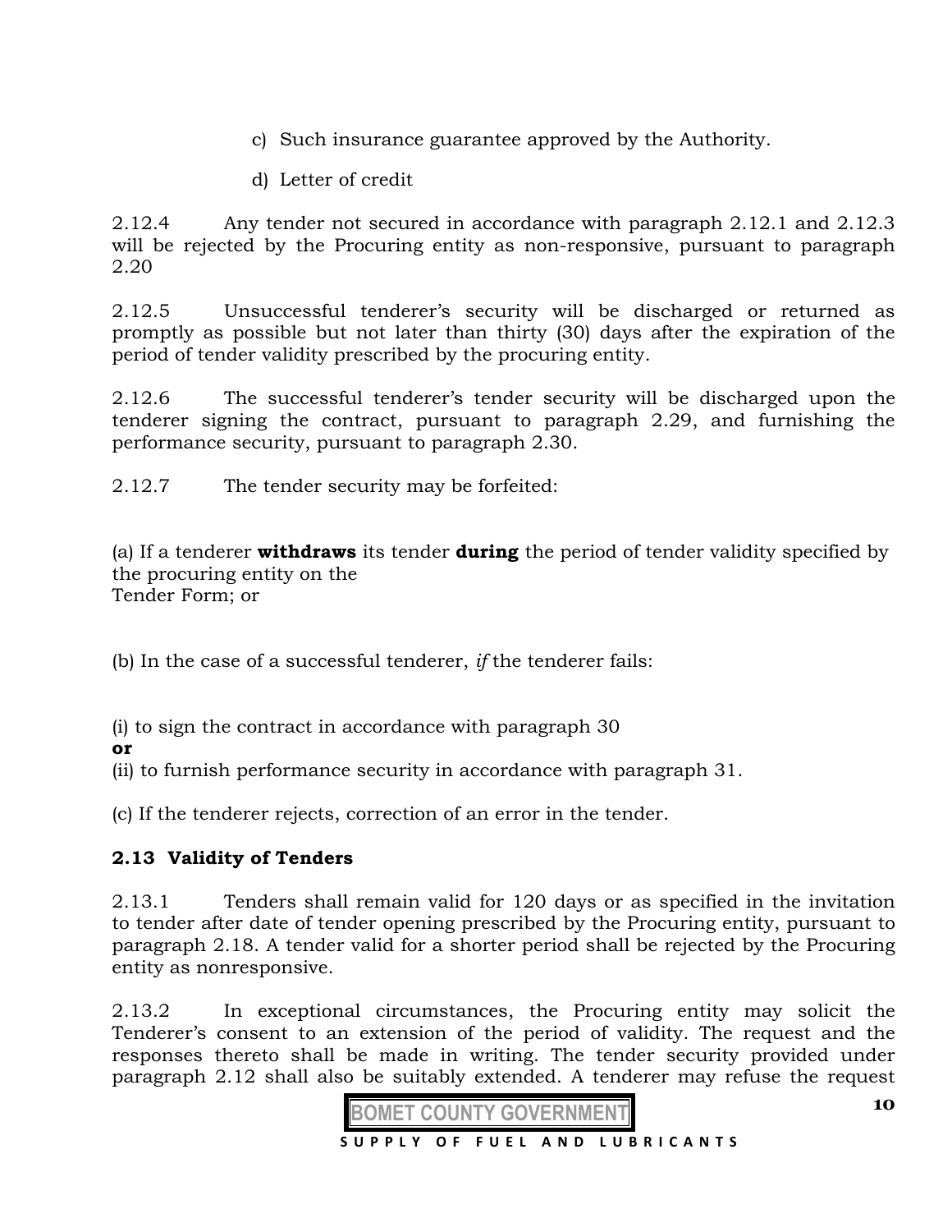c) Such insurance guarantee approved by the Authority.

d) Letter of credit

2.12.4 Any tender not secured in accordance with paragraph 2.12.1 and 2.12.3 will be rejected by the Procuring entity as non-responsive, pursuant to paragraph 2.20

2.12.5 Unsuccessful tenderer's security will be discharged or returned as promptly as possible but not later than thirty (30) days after the expiration of the period of tender validity prescribed by the procuring entity.

2.12.6 The successful tenderer's tender security will be discharged upon the tenderer signing the contract, pursuant to paragraph 2.29, and furnishing the performance security, pursuant to paragraph 2.30.

2.12.7 The tender security may be forfeited:

(a) If a tenderer **withdraws** its tender **during** the period of tender validity specified by the procuring entity on the
Tender Form; or

(b) In the case of a successful tenderer, *if* the tenderer fails:

(i) to sign the contract in accordance with paragraph 30
**or**
(ii) to furnish performance security in accordance with paragraph 31.

(c) If the tenderer rejects, correction of an error in the tender.

## 2.13 Validity of Tenders

2.13.1 Tenders shall remain valid for 120 days or as specified in the invitation to tender after date of tender opening prescribed by the Procuring entity, pursuant to paragraph 2.18. A tender valid for a shorter period shall be rejected by the Procuring entity as nonresponsive.

2.13.2 In exceptional circumstances, the Procuring entity may solicit the Tenderer's consent to an extension of the period of validity. The request and the responses thereto shall be made in writing. The tender security provided under paragraph 2.12 shall also be suitably extended. A tenderer may refuse the request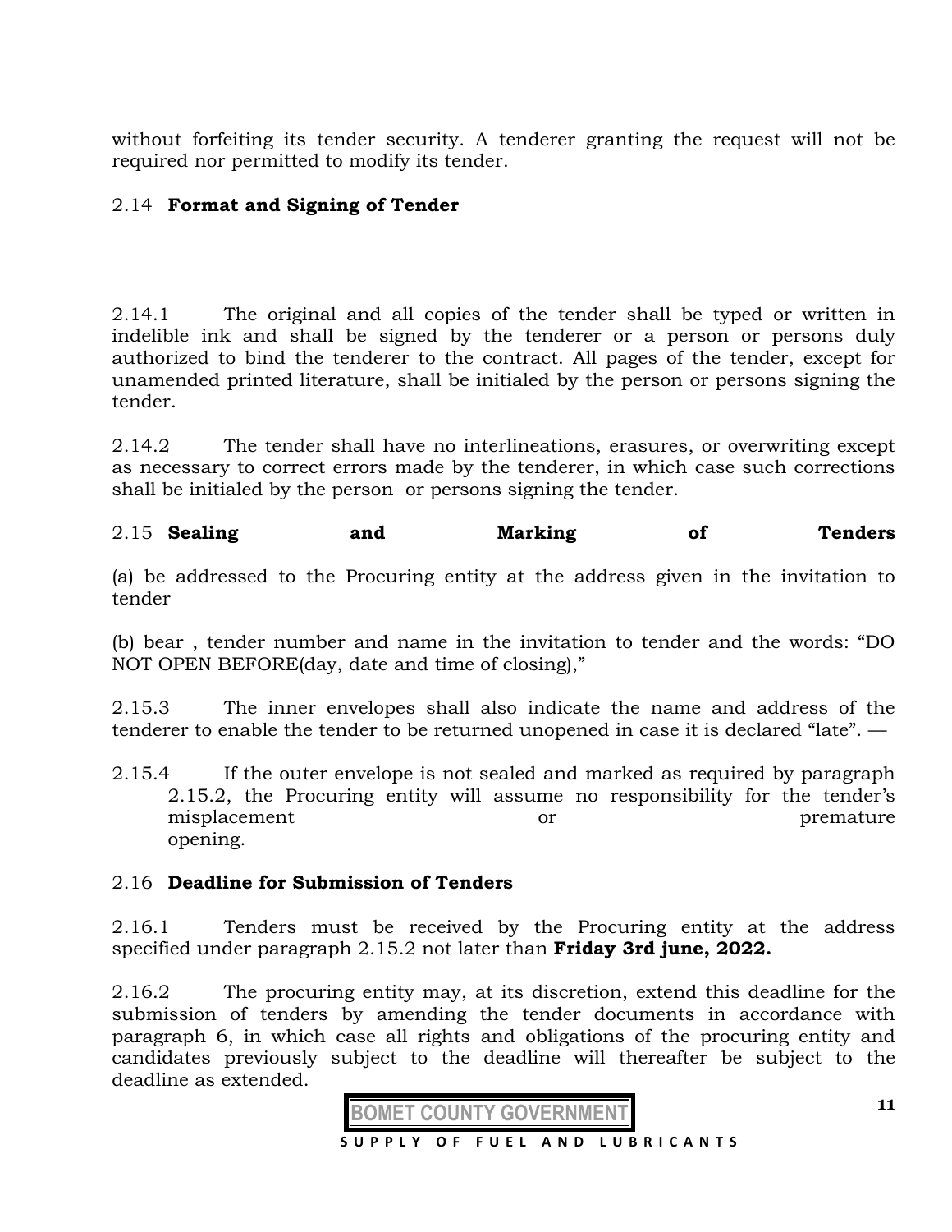without forfeiting its tender security. A tenderer granting the request will not be required nor permitted to modify its tender.

2.14 **Format and Signing of Tender**

2.14.1 The original and all copies of the tender shall be typed or written in indelible ink and shall be signed by the tenderer or a person or persons duly authorized to bind the tenderer to the contract. All pages of the tender, except for unamended printed literature, shall be initialed by the person or persons signing the tender.

2.14.2 The tender shall have no interlineations, erasures, or overwriting except as necessary to correct errors made by the tenderer, in which case such corrections shall be initialed by the person or persons signing the tender.

2.15 **Sealing and Marking of Tenders**

(a) be addressed to the Procuring entity at the address given in the invitation to tender

(b) bear , tender number and name in the invitation to tender and the words: "DO NOT OPEN BEFORE(day, date and time of closing),"

2.15.3 The inner envelopes shall also indicate the name and address of the tenderer to enable the tender to be returned unopened in case it is declared "late". —

2.15.4 If the outer envelope is not sealed and marked as required by paragraph 2.15.2, the Procuring entity will assume no responsibility for the tender's misplacement or premature opening.

2.16 **Deadline for Submission of Tenders**

2.16.1 Tenders must be received by the Procuring entity at the address specified under paragraph 2.15.2 not later than **Friday 3rd june, 2022.**

2.16.2 The procuring entity may, at its discretion, extend this deadline for the submission of tenders by amending the tender documents in accordance with paragraph 6, in which case all rights and obligations of the procuring entity and candidates previously subject to the deadline will thereafter be subject to the deadline as extended.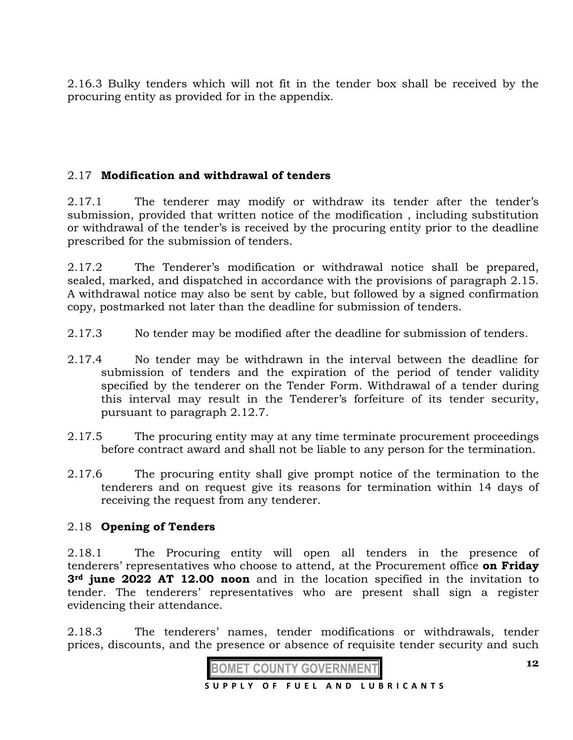2.16.3 Bulky tenders which will not fit in the tender box shall be received by the procuring entity as provided for in the appendix.

2.17 **Modification and withdrawal of tenders**

2.17.1 The tenderer may modify or withdraw its tender after the tender's submission, provided that written notice of the modification , including substitution or withdrawal of the tender's is received by the procuring entity prior to the deadline prescribed for the submission of tenders.

2.17.2 The Tenderer's modification or withdrawal notice shall be prepared, sealed, marked, and dispatched in accordance with the provisions of paragraph 2.15. A withdrawal notice may also be sent by cable, but followed by a signed confirmation copy, postmarked not later than the deadline for submission of tenders.

2.17.3 No tender may be modified after the deadline for submission of tenders.

2.17.4 No tender may be withdrawn in the interval between the deadline for submission of tenders and the expiration of the period of tender validity specified by the tenderer on the Tender Form. Withdrawal of a tender during this interval may result in the Tenderer's forfeiture of its tender security, pursuant to paragraph 2.12.7.

2.17.5 The procuring entity may at any time terminate procurement proceedings before contract award and shall not be liable to any person for the termination.

2.17.6 The procuring entity shall give prompt notice of the termination to the tenderers and on request give its reasons for termination within 14 days of receiving the request from any tenderer.

2.18 **Opening of Tenders**

2.18.1 The Procuring entity will open all tenders in the presence of tenderers' representatives who choose to attend, at the Procurement office **on Friday 3rd june 2022 AT 12.00 noon** and in the location specified in the invitation to tender. The tenderers' representatives who are present shall sign a register evidencing their attendance.

2.18.3 The tenderers' names, tender modifications or withdrawals, tender prices, discounts, and the presence or absence of requisite tender security and such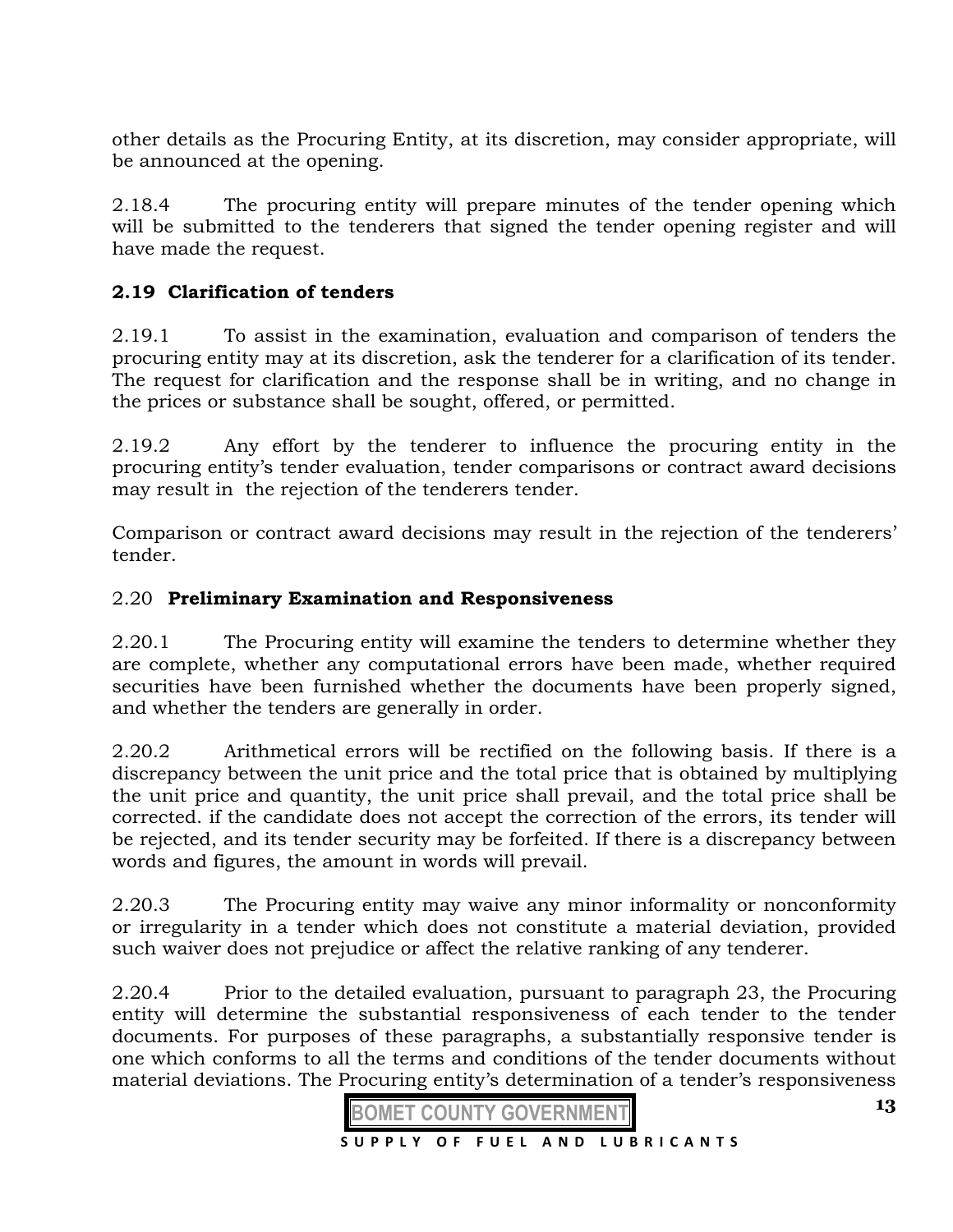other details as the Procuring Entity, at its discretion, may consider appropriate, will be announced at the opening.

2.18.4 The procuring entity will prepare minutes of the tender opening which will be submitted to the tenderers that signed the tender opening register and will have made the request.

### 2.19 Clarification of tenders

2.19.1 To assist in the examination, evaluation and comparison of tenders the procuring entity may at its discretion, ask the tenderer for a clarification of its tender. The request for clarification and the response shall be in writing, and no change in the prices or substance shall be sought, offered, or permitted.

2.19.2 Any effort by the tenderer to influence the procuring entity in the procuring entity's tender evaluation, tender comparisons or contract award decisions may result in the rejection of the tenderers tender.

Comparison or contract award decisions may result in the rejection of the tenderers' tender.

### 2.20 **Preliminary Examination and Responsiveness**

2.20.1 The Procuring entity will examine the tenders to determine whether they are complete, whether any computational errors have been made, whether required securities have been furnished whether the documents have been properly signed, and whether the tenders are generally in order.

2.20.2 Arithmetical errors will be rectified on the following basis. If there is a discrepancy between the unit price and the total price that is obtained by multiplying the unit price and quantity, the unit price shall prevail, and the total price shall be corrected. if the candidate does not accept the correction of the errors, its tender will be rejected, and its tender security may be forfeited. If there is a discrepancy between words and figures, the amount in words will prevail.

2.20.3 The Procuring entity may waive any minor informality or nonconformity or irregularity in a tender which does not constitute a material deviation, provided such waiver does not prejudice or affect the relative ranking of any tenderer.

2.20.4 Prior to the detailed evaluation, pursuant to paragraph 23, the Procuring entity will determine the substantial responsiveness of each tender to the tender documents. For purposes of these paragraphs, a substantially responsive tender is one which conforms to all the terms and conditions of the tender documents without material deviations. The Procuring entity's determination of a tender's responsiveness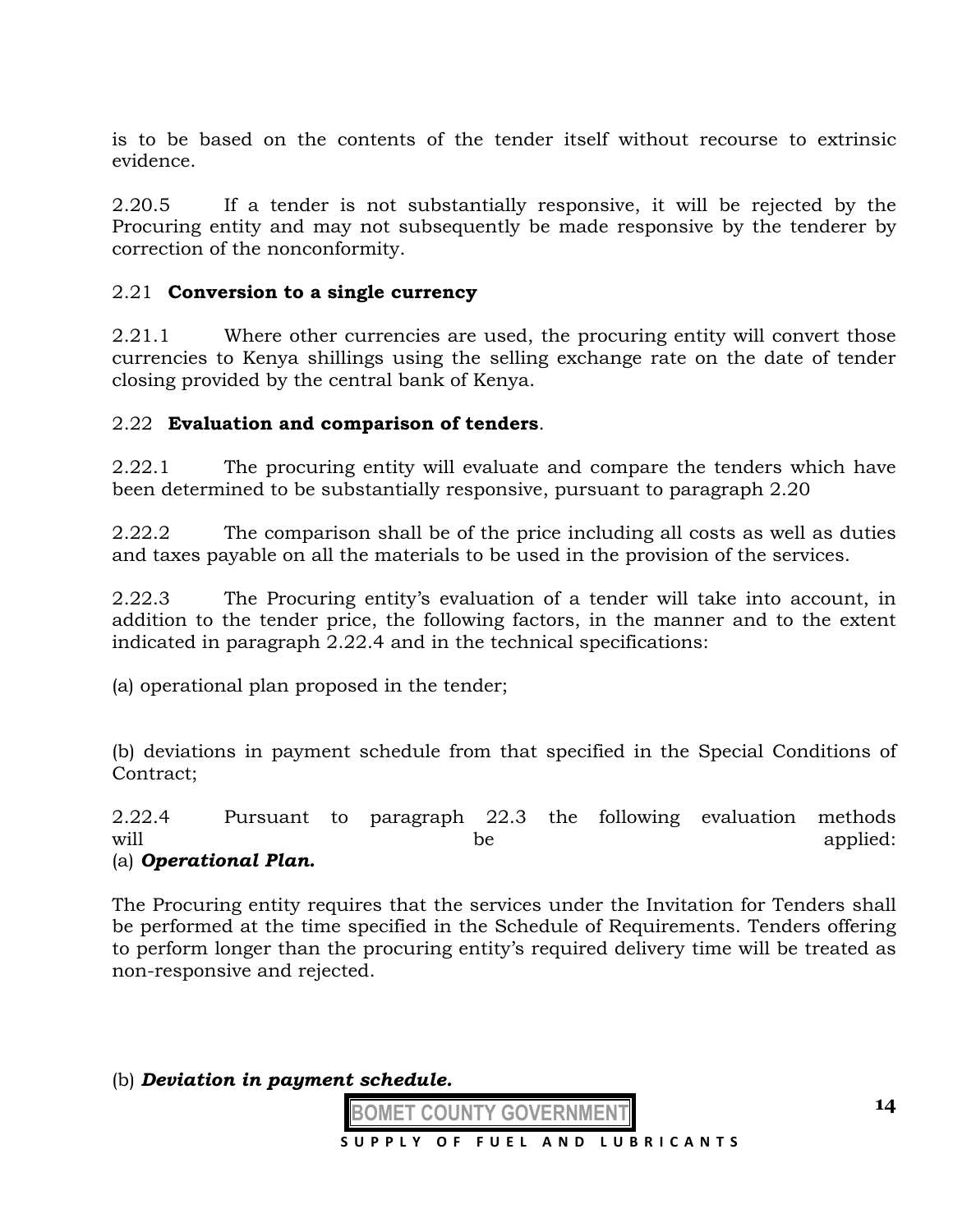is to be based on the contents of the tender itself without recourse to extrinsic evidence.

2.20.5 If a tender is not substantially responsive, it will be rejected by the Procuring entity and may not subsequently be made responsive by the tenderer by correction of the nonconformity.

2.21 **Conversion to a single currency**

2.21.1 Where other currencies are used, the procuring entity will convert those currencies to Kenya shillings using the selling exchange rate on the date of tender closing provided by the central bank of Kenya.

2.22 **Evaluation and comparison of tenders**.

2.22.1 The procuring entity will evaluate and compare the tenders which have been determined to be substantially responsive, pursuant to paragraph 2.20

2.22.2 The comparison shall be of the price including all costs as well as duties and taxes payable on all the materials to be used in the provision of the services.

2.22.3 The Procuring entity's evaluation of a tender will take into account, in addition to the tender price, the following factors, in the manner and to the extent indicated in paragraph 2.22.4 and in the technical specifications:

(a) operational plan proposed in the tender;

(b) deviations in payment schedule from that specified in the Special Conditions of Contract;

2.22.4 Pursuant to paragraph 22.3 the following evaluation methods will be applied:

(a) ***Operational Plan.***

The Procuring entity requires that the services under the Invitation for Tenders shall be performed at the time specified in the Schedule of Requirements. Tenders offering to perform longer than the procuring entity's required delivery time will be treated as non-responsive and rejected.

(b) ***Deviation in payment schedule.***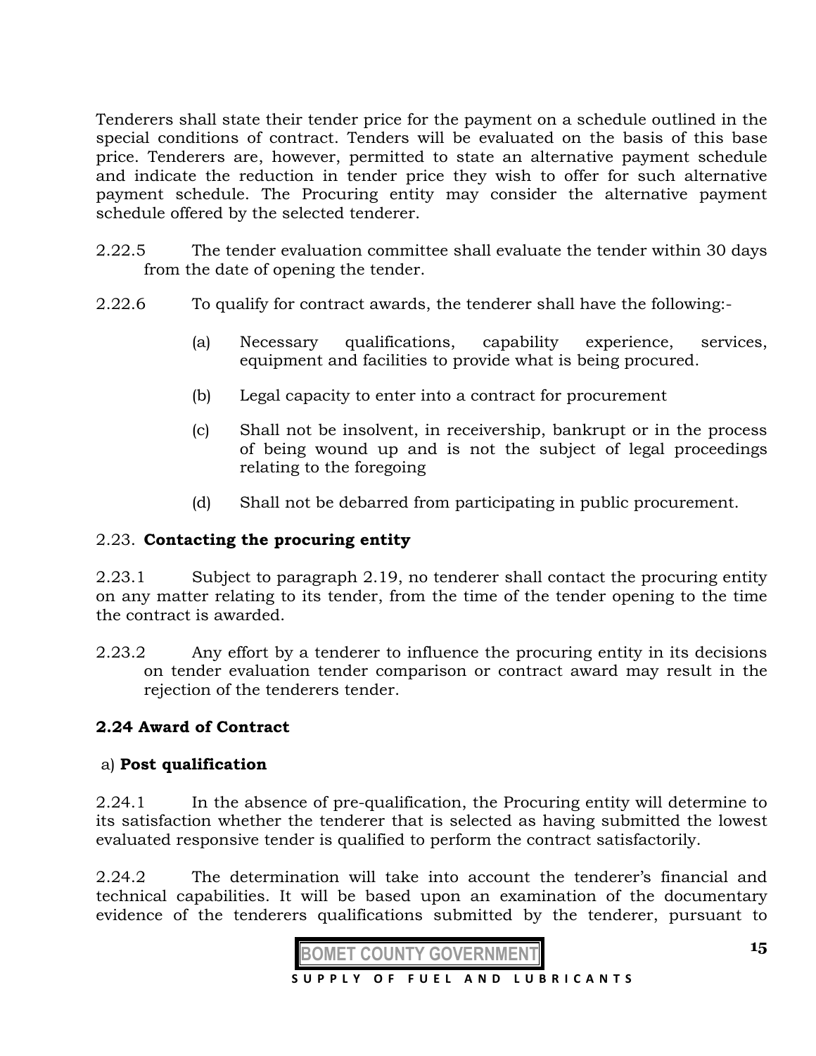Tenderers shall state their tender price for the payment on a schedule outlined in the special conditions of contract. Tenders will be evaluated on the basis of this base price. Tenderers are, however, permitted to state an alternative payment schedule and indicate the reduction in tender price they wish to offer for such alternative payment schedule. The Procuring entity may consider the alternative payment schedule offered by the selected tenderer.

2.22.5 The tender evaluation committee shall evaluate the tender within 30 days from the date of opening the tender.

2.22.6 To qualify for contract awards, the tenderer shall have the following:-

(a) Necessary qualifications, capability experience, services, equipment and facilities to provide what is being procured.

(b) Legal capacity to enter into a contract for procurement

(c) Shall not be insolvent, in receivership, bankrupt or in the process of being wound up and is not the subject of legal proceedings relating to the foregoing

(d) Shall not be debarred from participating in public procurement.

## 2.23. **Contacting the procuring entity**

2.23.1 Subject to paragraph 2.19, no tenderer shall contact the procuring entity on any matter relating to its tender, from the time of the tender opening to the time the contract is awarded.

2.23.2 Any effort by a tenderer to influence the procuring entity in its decisions on tender evaluation tender comparison or contract award may result in the rejection of the tenderers tender.

## 2.24 Award of Contract

a) **Post qualification**

2.24.1 In the absence of pre-qualification, the Procuring entity will determine to its satisfaction whether the tenderer that is selected as having submitted the lowest evaluated responsive tender is qualified to perform the contract satisfactorily.

2.24.2 The determination will take into account the tenderer's financial and technical capabilities. It will be based upon an examination of the documentary evidence of the tenderers qualifications submitted by the tenderer, pursuant to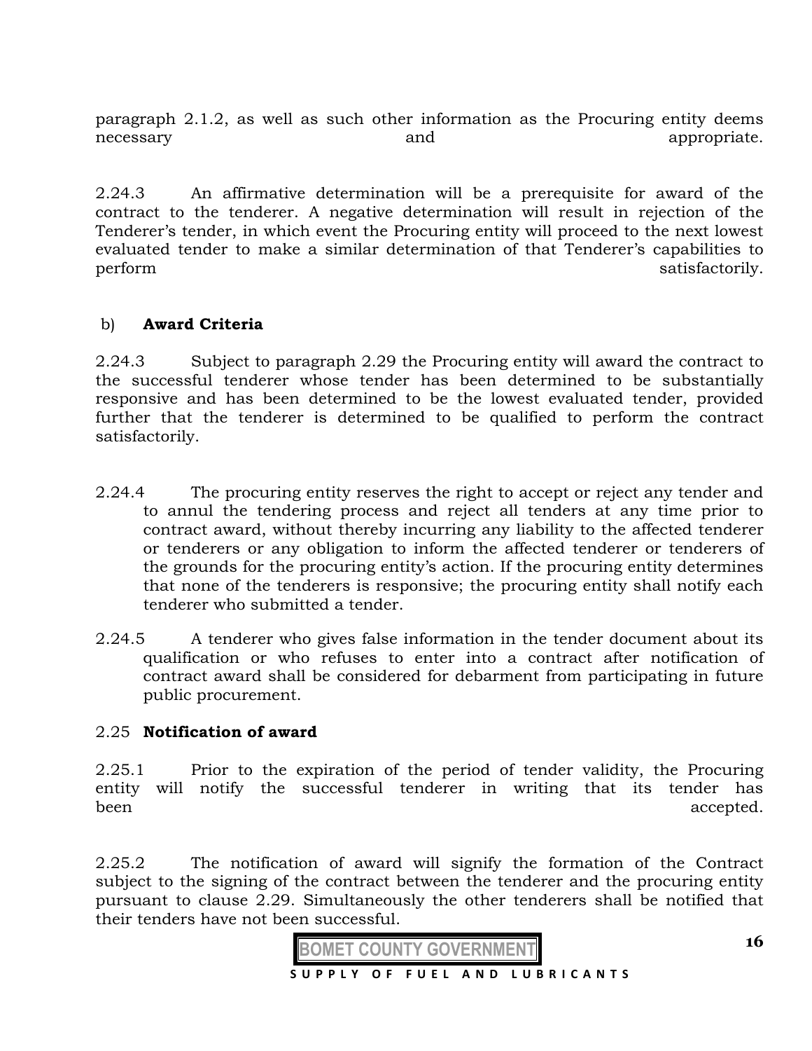paragraph 2.1.2, as well as such other information as the Procuring entity deems necessary and appropriate.

2.24.3 An affirmative determination will be a prerequisite for award of the contract to the tenderer. A negative determination will result in rejection of the Tenderer's tender, in which event the Procuring entity will proceed to the next lowest evaluated tender to make a similar determination of that Tenderer's capabilities to perform satisfactorily.

b) **Award Criteria**

2.24.3 Subject to paragraph 2.29 the Procuring entity will award the contract to the successful tenderer whose tender has been determined to be substantially responsive and has been determined to be the lowest evaluated tender, provided further that the tenderer is determined to be qualified to perform the contract satisfactorily.

2.24.4 The procuring entity reserves the right to accept or reject any tender and to annul the tendering process and reject all tenders at any time prior to contract award, without thereby incurring any liability to the affected tenderer or tenderers or any obligation to inform the affected tenderer or tenderers of the grounds for the procuring entity's action. If the procuring entity determines that none of the tenderers is responsive; the procuring entity shall notify each tenderer who submitted a tender.

2.24.5 A tenderer who gives false information in the tender document about its qualification or who refuses to enter into a contract after notification of contract award shall be considered for debarment from participating in future public procurement.

2.25 **Notification of award**

2.25.1 Prior to the expiration of the period of tender validity, the Procuring entity will notify the successful tenderer in writing that its tender has been accepted.

2.25.2 The notification of award will signify the formation of the Contract subject to the signing of the contract between the tenderer and the procuring entity pursuant to clause 2.29. Simultaneously the other tenderers shall be notified that their tenders have not been successful.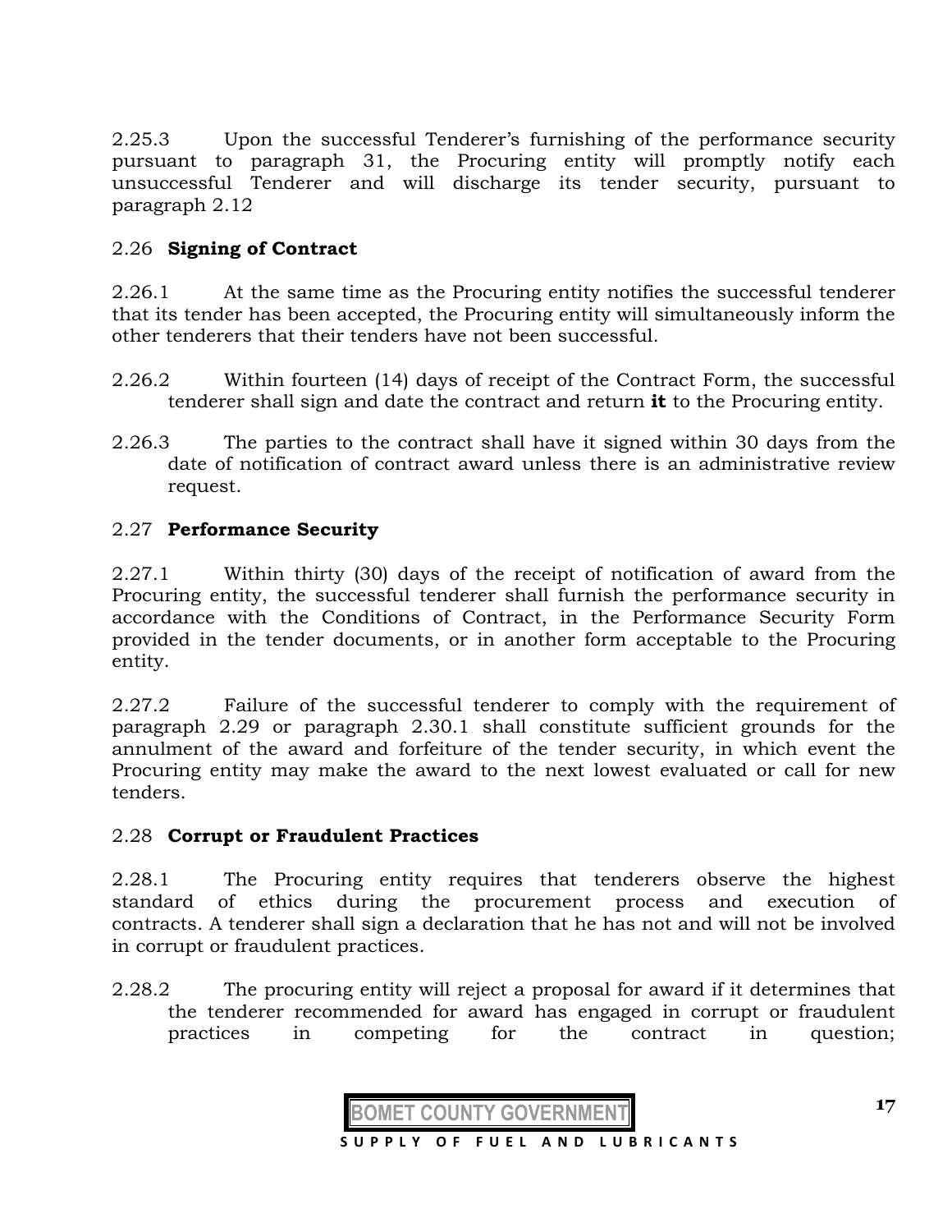2.25.3 Upon the successful Tenderer's furnishing of the performance security pursuant to paragraph 31, the Procuring entity will promptly notify each unsuccessful Tenderer and will discharge its tender security, pursuant to paragraph 2.12

### 2.26 **Signing of Contract**

2.26.1 At the same time as the Procuring entity notifies the successful tenderer that its tender has been accepted, the Procuring entity will simultaneously inform the other tenderers that their tenders have not been successful.

2.26.2 Within fourteen (14) days of receipt of the Contract Form, the successful tenderer shall sign and date the contract and return **it** to the Procuring entity.

2.26.3 The parties to the contract shall have it signed within 30 days from the date of notification of contract award unless there is an administrative review request.

### 2.27 **Performance Security**

2.27.1 Within thirty (30) days of the receipt of notification of award from the Procuring entity, the successful tenderer shall furnish the performance security in accordance with the Conditions of Contract, in the Performance Security Form provided in the tender documents, or in another form acceptable to the Procuring entity.

2.27.2 Failure of the successful tenderer to comply with the requirement of paragraph 2.29 or paragraph 2.30.1 shall constitute sufficient grounds for the annulment of the award and forfeiture of the tender security, in which event the Procuring entity may make the award to the next lowest evaluated or call for new tenders.

### 2.28 **Corrupt or Fraudulent Practices**

2.28.1 The Procuring entity requires that tenderers observe the highest standard of ethics during the procurement process and execution of contracts. A tenderer shall sign a declaration that he has not and will not be involved in corrupt or fraudulent practices.

2.28.2 The procuring entity will reject a proposal for award if it determines that the tenderer recommended for award has engaged in corrupt or fraudulent practices in competing for the contract in question;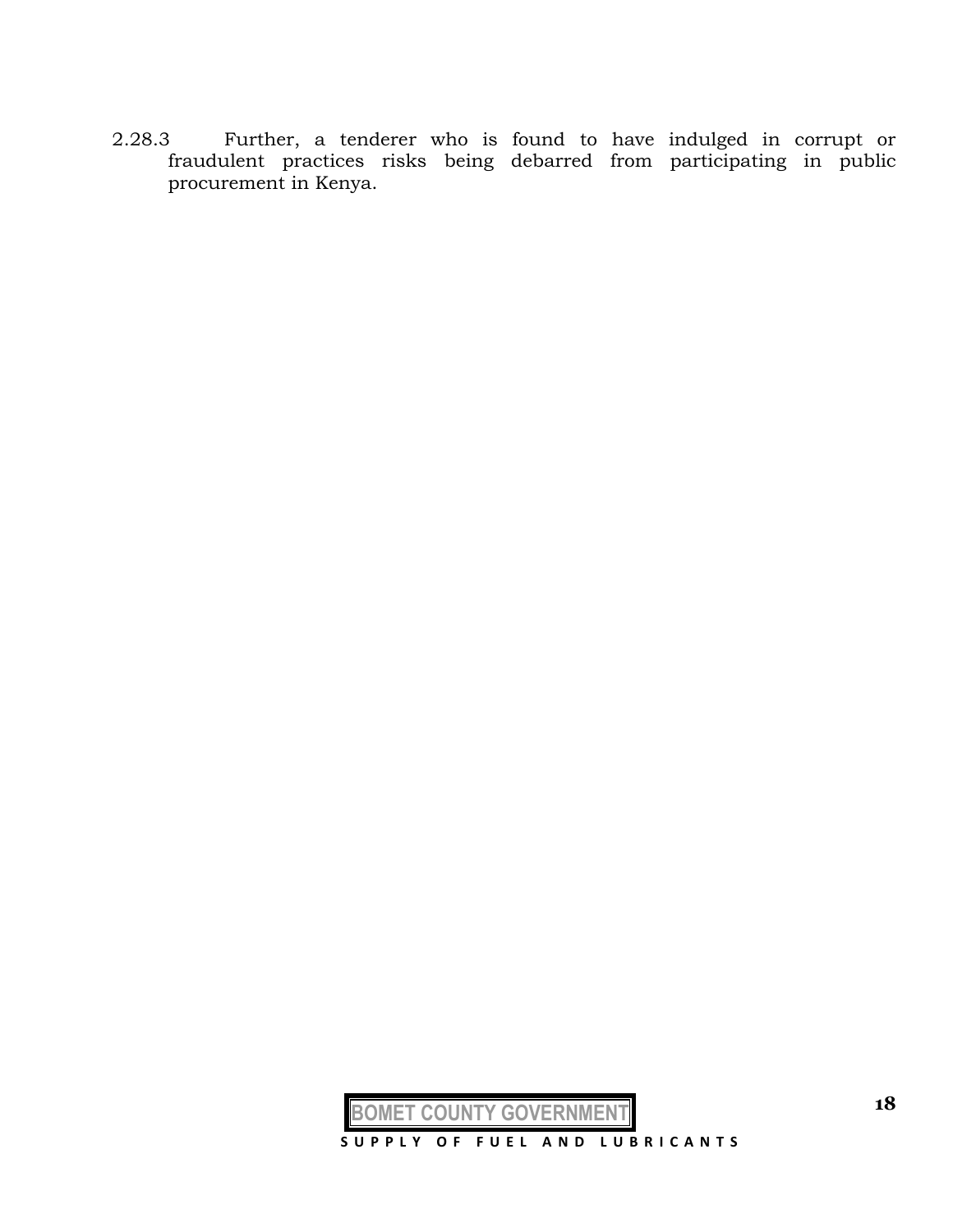2.28.3 Further, a tenderer who is found to have indulged in corrupt or fraudulent practices risks being debarred from participating in public procurement in Kenya.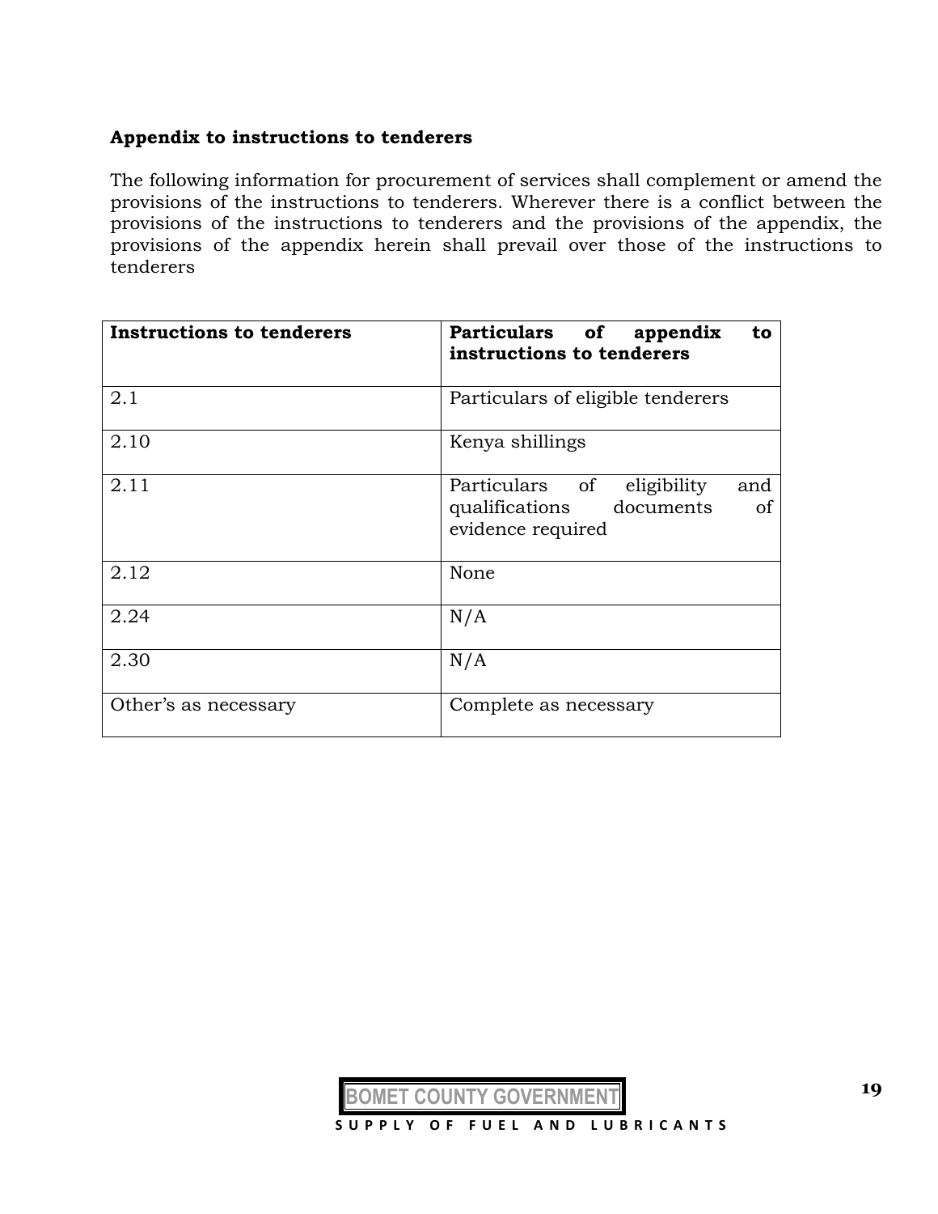**Appendix to instructions to tenderers**

The following information for procurement of services shall complement or amend the provisions of the instructions to tenderers. Wherever there is a conflict between the provisions of the instructions to tenderers and the provisions of the appendix, the provisions of the appendix herein shall prevail over those of the instructions to tenderers

| **Instructions to tenderers** | **Particulars of appendix to instructions to tenderers** |
|---|---|
| 2.1 | Particulars of eligible tenderers |
| 2.10 | Kenya shillings |
| 2.11 | Particulars of eligibility and qualifications documents of evidence required |
| 2.12 | None |
| 2.24 | N/A |
| 2.30 | N/A |
| Other's as necessary | Complete as necessary |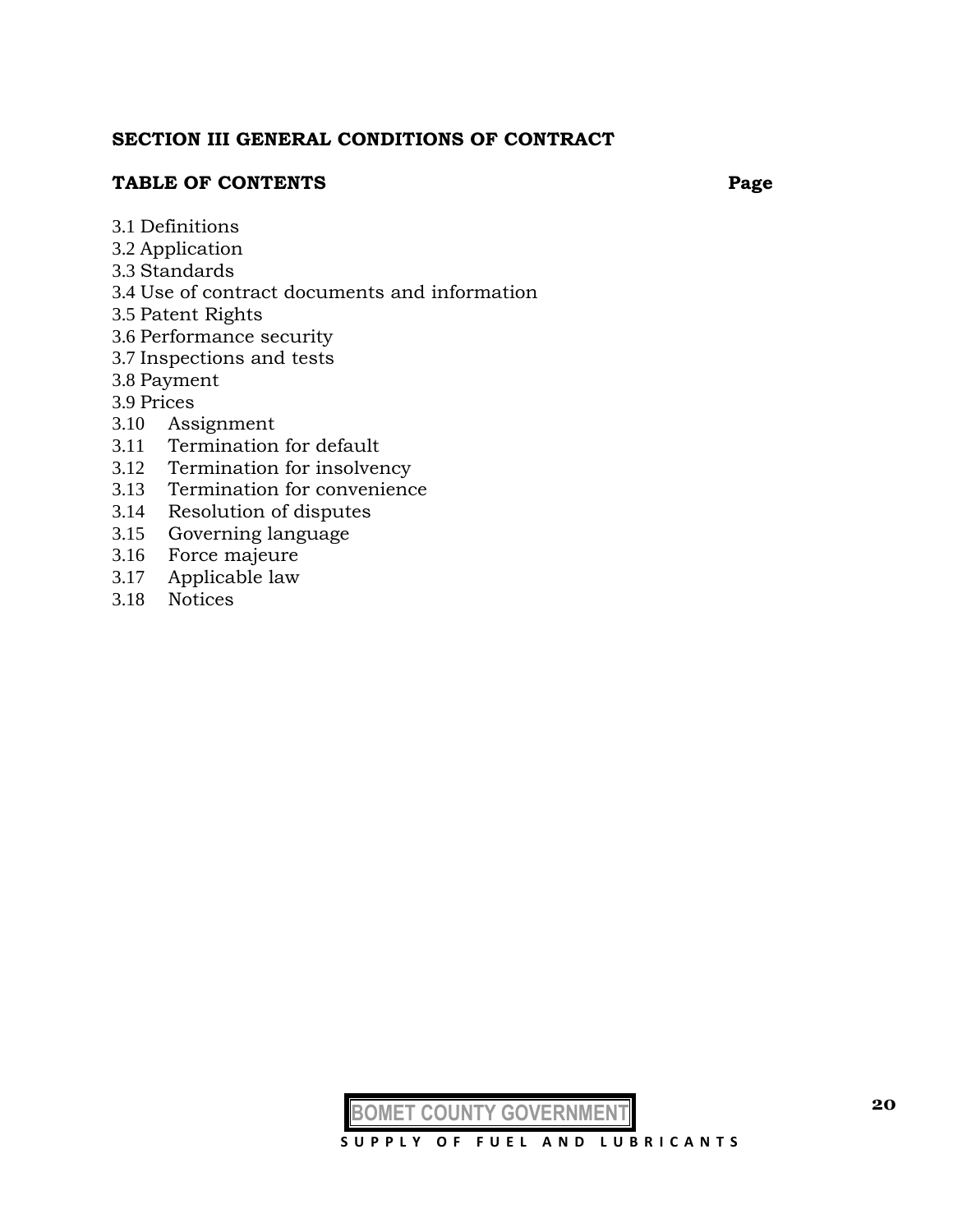**SECTION III GENERAL CONDITIONS OF CONTRACT**

**TABLE OF CONTENTS** **Page**

3.1 Definitions
3.2 Application
3.3 Standards
3.4 Use of contract documents and information
3.5 Patent Rights
3.6 Performance security
3.7 Inspections and tests
3.8 Payment
3.9 Prices
3.10 Assignment
3.11 Termination for default
3.12 Termination for insolvency
3.13 Termination for convenience
3.14 Resolution of disputes
3.15 Governing language
3.16 Force majeure
3.17 Applicable law
3.18 Notices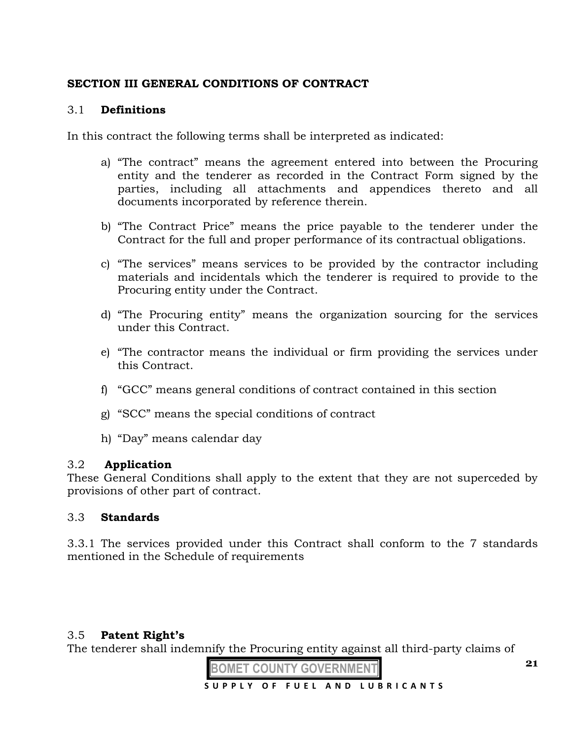## SECTION III GENERAL CONDITIONS OF CONTRACT

### 3.1 Definitions

In this contract the following terms shall be interpreted as indicated:

a) "The contract" means the agreement entered into between the Procuring entity and the tenderer as recorded in the Contract Form signed by the parties, including all attachments and appendices thereto and all documents incorporated by reference therein.

b) "The Contract Price" means the price payable to the tenderer under the Contract for the full and proper performance of its contractual obligations.

c) "The services" means services to be provided by the contractor including materials and incidentals which the tenderer is required to provide to the Procuring entity under the Contract.

d) "The Procuring entity" means the organization sourcing for the services under this Contract.

e) "The contractor means the individual or firm providing the services under this Contract.

f) "GCC" means general conditions of contract contained in this section

g) "SCC" means the special conditions of contract

h) "Day" means calendar day

### 3.2 Application

These General Conditions shall apply to the extent that they are not superceded by provisions of other part of contract.

### 3.3 Standards

3.3.1 The services provided under this Contract shall conform to the 7 standards mentioned in the Schedule of requirements

### 3.5 Patent Right's

The tenderer shall indemnify the Procuring entity against all third-party claims of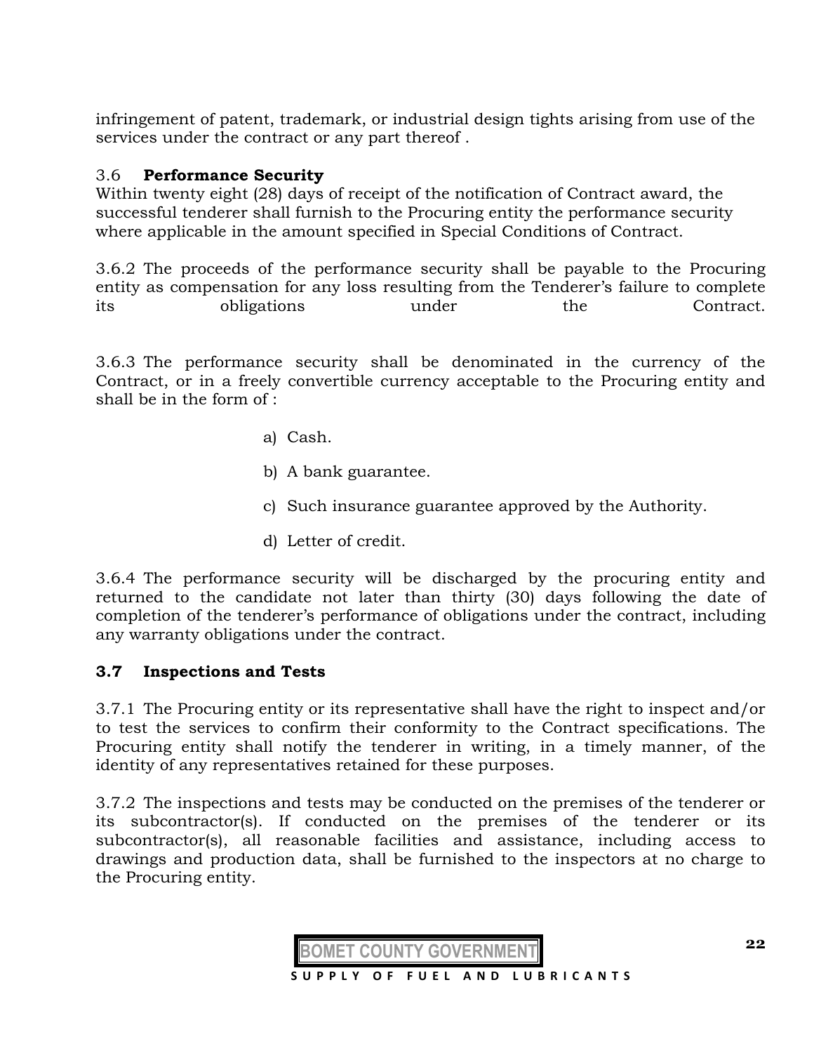infringement of patent, trademark, or industrial design tights arising from use of the services under the contract or any part thereof .

### 3.6 **Performance Security**

Within twenty eight (28) days of receipt of the notification of Contract award, the successful tenderer shall furnish to the Procuring entity the performance security where applicable in the amount specified in Special Conditions of Contract.

3.6.2 The proceeds of the performance security shall be payable to the Procuring entity as compensation for any loss resulting from the Tenderer's failure to complete its obligations under the Contract.

3.6.3 The performance security shall be denominated in the currency of the Contract, or in a freely convertible currency acceptable to the Procuring entity and shall be in the form of :

a) Cash.

b) A bank guarantee.

c) Such insurance guarantee approved by the Authority.

d) Letter of credit.

3.6.4 The performance security will be discharged by the procuring entity and returned to the candidate not later than thirty (30) days following the date of completion of the tenderer's performance of obligations under the contract, including any warranty obligations under the contract.

### 3.7 Inspections and Tests

3.7.1 The Procuring entity or its representative shall have the right to inspect and/or to test the services to confirm their conformity to the Contract specifications. The Procuring entity shall notify the tenderer in writing, in a timely manner, of the identity of any representatives retained for these purposes.

3.7.2 The inspections and tests may be conducted on the premises of the tenderer or its subcontractor(s). If conducted on the premises of the tenderer or its subcontractor(s), all reasonable facilities and assistance, including access to drawings and production data, shall be furnished to the inspectors at no charge to the Procuring entity.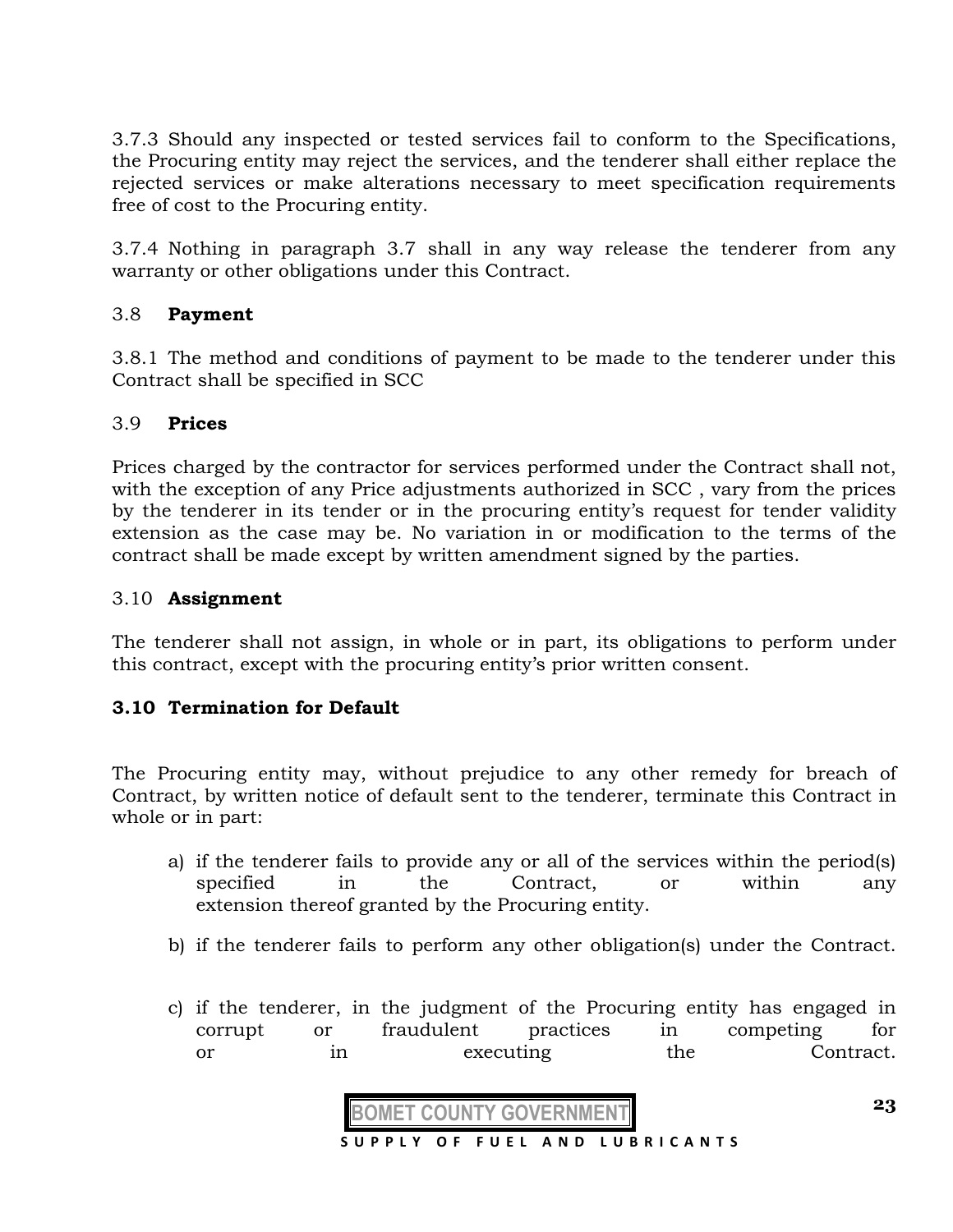3.7.3 Should any inspected or tested services fail to conform to the Specifications, the Procuring entity may reject the services, and the tenderer shall either replace the rejected services or make alterations necessary to meet specification requirements free of cost to the Procuring entity.

3.7.4 Nothing in paragraph 3.7 shall in any way release the tenderer from any warranty or other obligations under this Contract.

3.8 **Payment**

3.8.1 The method and conditions of payment to be made to the tenderer under this Contract shall be specified in SCC

3.9 **Prices**

Prices charged by the contractor for services performed under the Contract shall not, with the exception of any Price adjustments authorized in SCC , vary from the prices by the tenderer in its tender or in the procuring entity's request for tender validity extension as the case may be. No variation in or modification to the terms of the contract shall be made except by written amendment signed by the parties.

3.10 **Assignment**

The tenderer shall not assign, in whole or in part, its obligations to perform under this contract, except with the procuring entity's prior written consent.

**3.10 Termination for Default**

The Procuring entity may, without prejudice to any other remedy for breach of Contract, by written notice of default sent to the tenderer, terminate this Contract in whole or in part:

a) if the tenderer fails to provide any or all of the services within the period(s) specified in the Contract, or within any extension thereof granted by the Procuring entity.

b) if the tenderer fails to perform any other obligation(s) under the Contract.

c) if the tenderer, in the judgment of the Procuring entity has engaged in corrupt or fraudulent practices in competing for or in executing the Contract.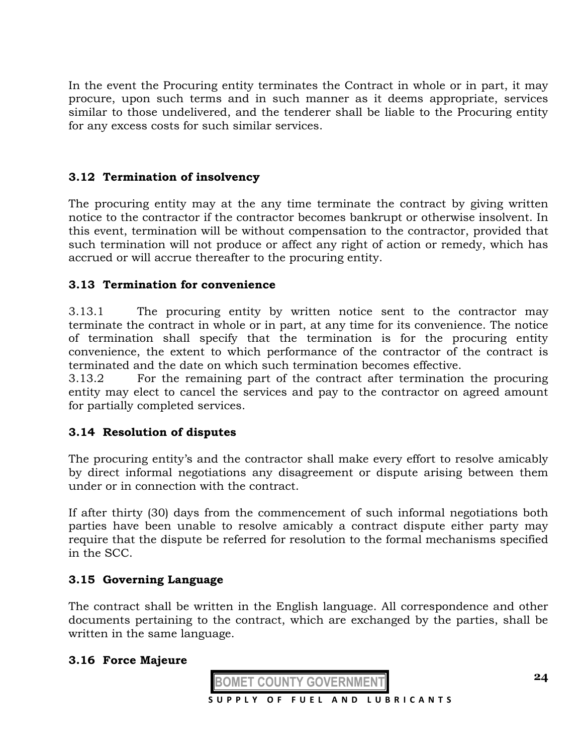In the event the Procuring entity terminates the Contract in whole or in part, it may procure, upon such terms and in such manner as it deems appropriate, services similar to those undelivered, and the tenderer shall be liable to the Procuring entity for any excess costs for such similar services.

### 3.12 Termination of insolvency

The procuring entity may at the any time terminate the contract by giving written notice to the contractor if the contractor becomes bankrupt or otherwise insolvent. In this event, termination will be without compensation to the contractor, provided that such termination will not produce or affect any right of action or remedy, which has accrued or will accrue thereafter to the procuring entity.

### 3.13 Termination for convenience

3.13.1 The procuring entity by written notice sent to the contractor may terminate the contract in whole or in part, at any time for its convenience. The notice of termination shall specify that the termination is for the procuring entity convenience, the extent to which performance of the contractor of the contract is terminated and the date on which such termination becomes effective.

3.13.2 For the remaining part of the contract after termination the procuring entity may elect to cancel the services and pay to the contractor on agreed amount for partially completed services.

### 3.14 Resolution of disputes

The procuring entity's and the contractor shall make every effort to resolve amicably by direct informal negotiations any disagreement or dispute arising between them under or in connection with the contract.

If after thirty (30) days from the commencement of such informal negotiations both parties have been unable to resolve amicably a contract dispute either party may require that the dispute be referred for resolution to the formal mechanisms specified in the SCC.

### 3.15 Governing Language

The contract shall be written in the English language. All correspondence and other documents pertaining to the contract, which are exchanged by the parties, shall be written in the same language.

### 3.16 Force Majeure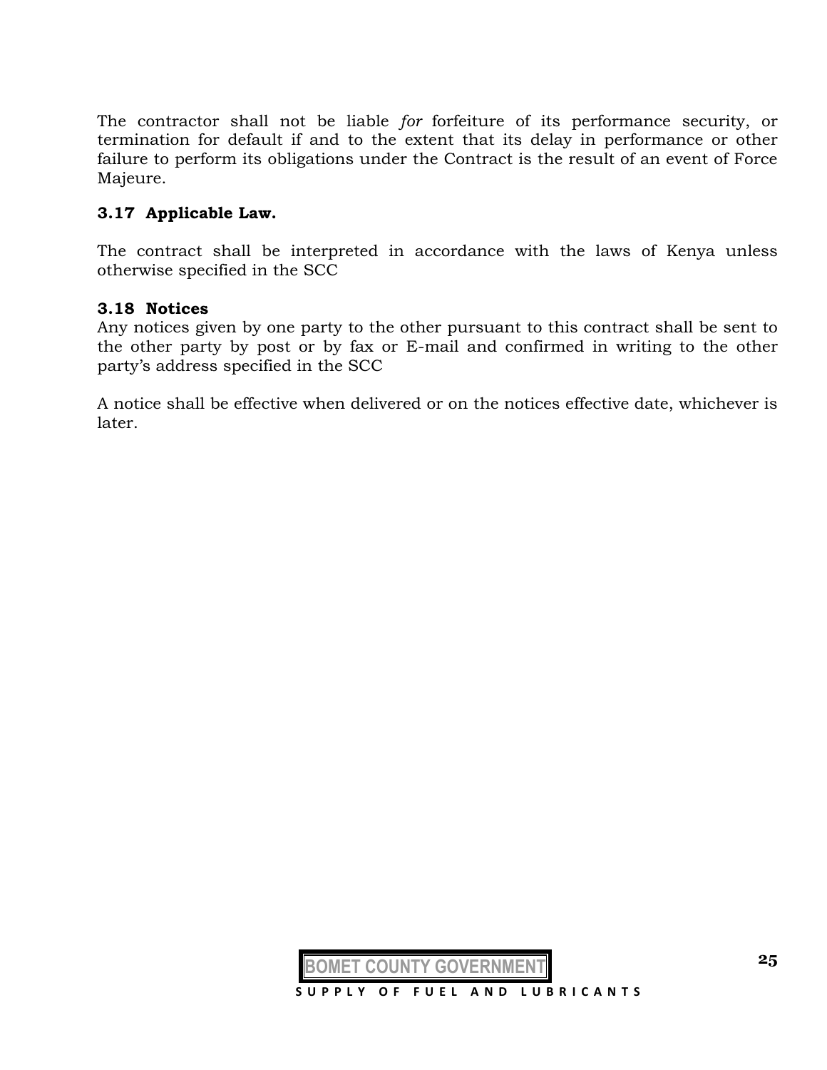The contractor shall not be liable *for* forfeiture of its performance security, or termination for default if and to the extent that its delay in performance or other failure to perform its obligations under the Contract is the result of an event of Force Majeure.

### 3.17 Applicable Law.

The contract shall be interpreted in accordance with the laws of Kenya unless otherwise specified in the SCC

### 3.18 Notices

Any notices given by one party to the other pursuant to this contract shall be sent to the other party by post or by fax or E-mail and confirmed in writing to the other party's address specified in the SCC

A notice shall be effective when delivered or on the notices effective date, whichever is later.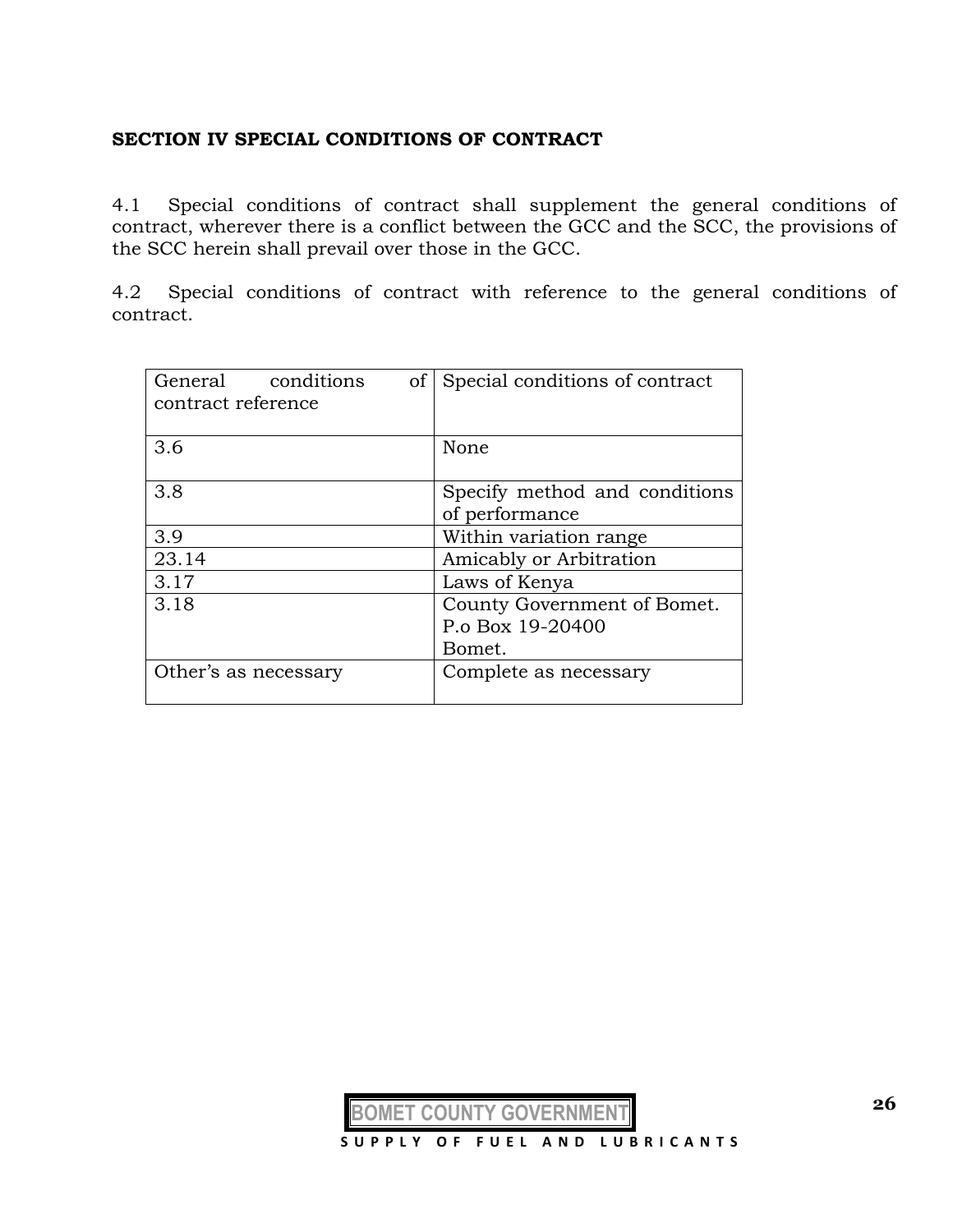**SECTION IV SPECIAL CONDITIONS OF CONTRACT**

4.1 Special conditions of contract shall supplement the general conditions of contract, wherever there is a conflict between the GCC and the SCC, the provisions of the SCC herein shall prevail over those in the GCC.

4.2 Special conditions of contract with reference to the general conditions of contract.

| General conditions of contract reference | Special conditions of contract |
|---|---|
| 3.6 | None |
| 3.8 | Specify method and conditions of performance |
| 3.9 | Within variation range |
| 23.14 | Amicably or Arbitration |
| 3.17 | Laws of Kenya |
| 3.18 | County Government of Bomet.<br>P.o Box 19-20400<br>Bomet. |
| Other's as necessary | Complete as necessary |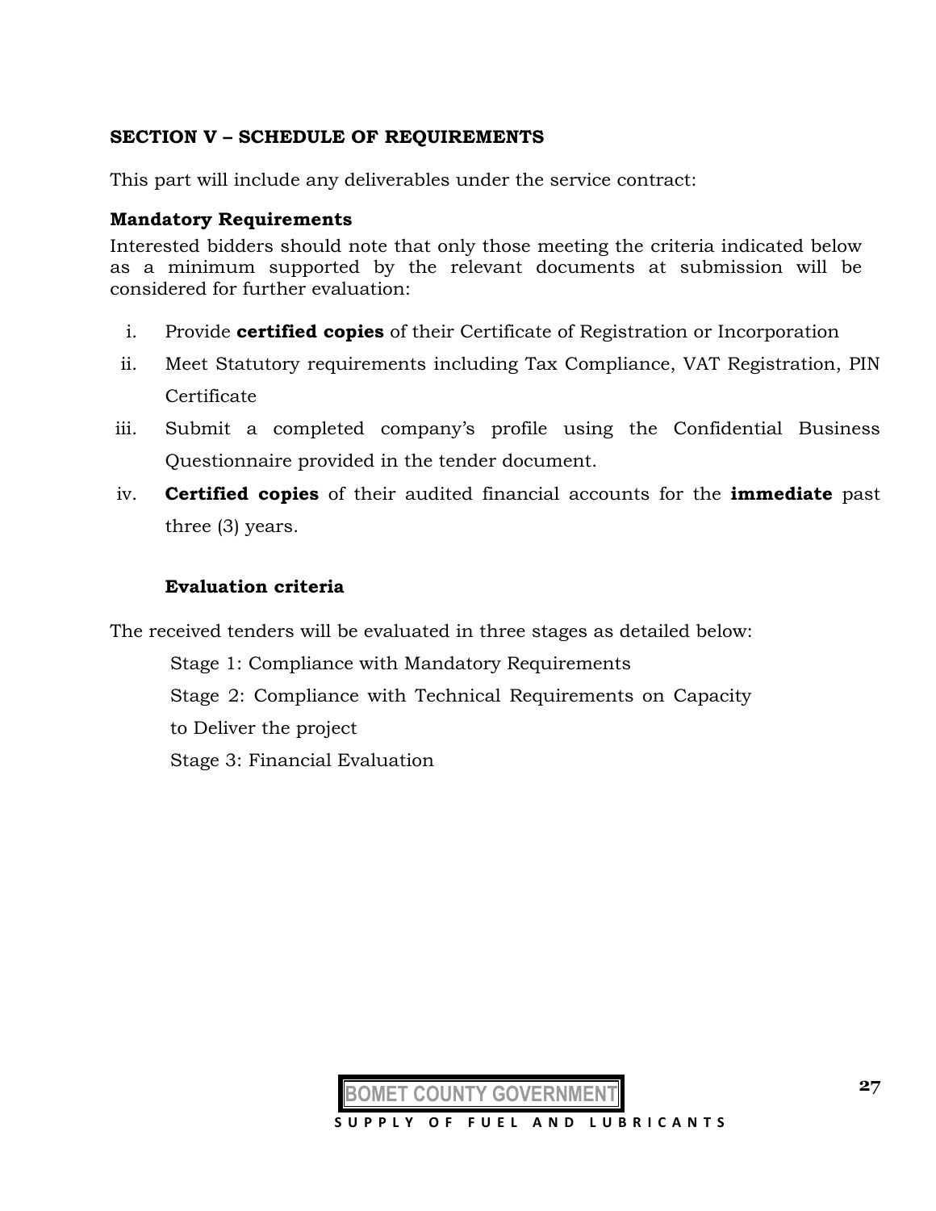## SECTION V – SCHEDULE OF REQUIREMENTS

This part will include any deliverables under the service contract:

**Mandatory Requirements**

Interested bidders should note that only those meeting the criteria indicated below as a minimum supported by the relevant documents at submission will be considered for further evaluation:

i. Provide **certified copies** of their Certificate of Registration or Incorporation
ii. Meet Statutory requirements including Tax Compliance, VAT Registration, PIN Certificate
iii. Submit a completed company's profile using the Confidential Business Questionnaire provided in the tender document.
iv. **Certified copies** of their audited financial accounts for the **immediate** past three (3) years.

**Evaluation criteria**

The received tenders will be evaluated in three stages as detailed below:

Stage 1: Compliance with Mandatory Requirements

Stage 2: Compliance with Technical Requirements on Capacity to Deliver the project

Stage 3: Financial Evaluation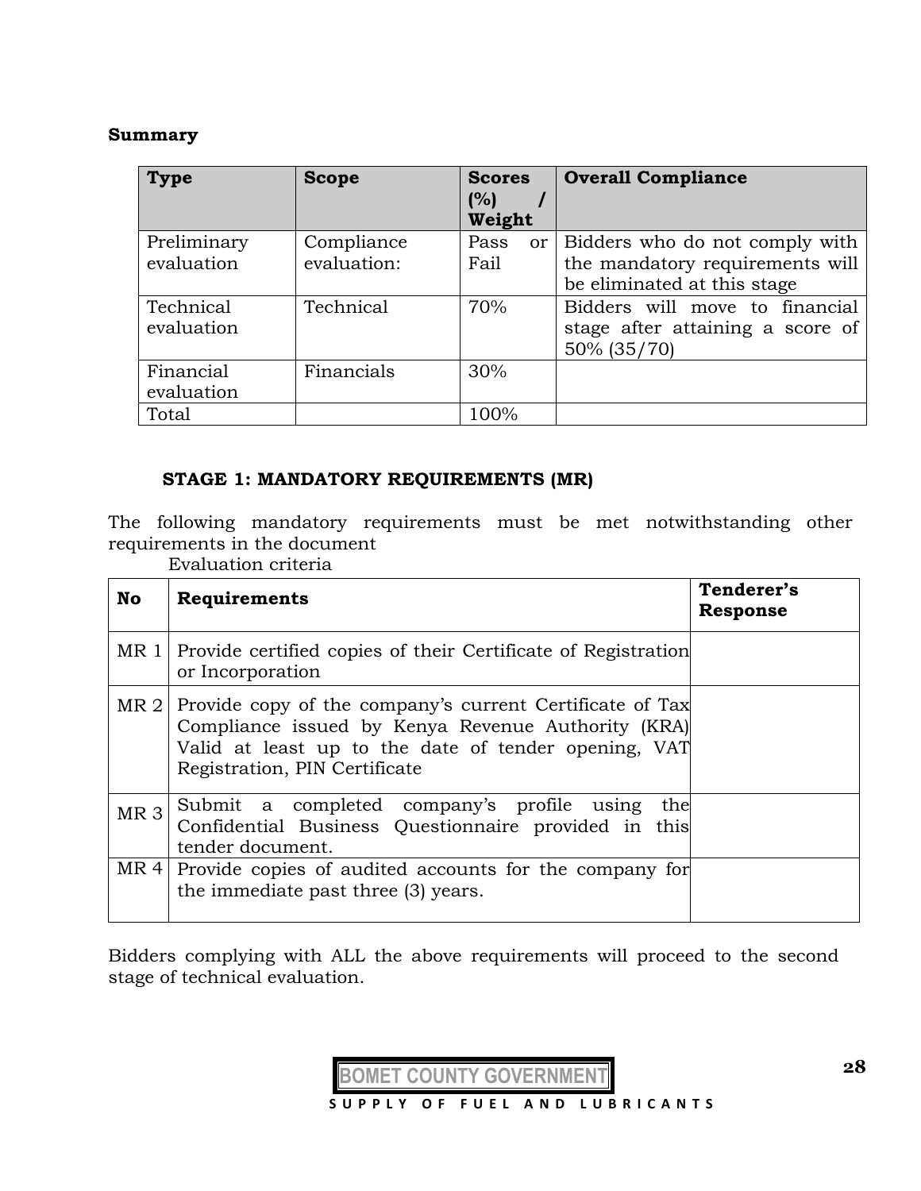**Summary**

| Type | Scope | Scores (%) / Weight | Overall Compliance |
|---|---|---|---|
| Preliminary evaluation | Compliance evaluation: | Pass or Fail | Bidders who do not comply with the mandatory requirements will be eliminated at this stage |
| Technical evaluation | Technical | 70% | Bidders will move to financial stage after attaining a score of 50% (35/70) |
| Financial evaluation | Financials | 30% | |
| Total | | 100% | |

**STAGE 1: MANDATORY REQUIREMENTS (MR)**

The following mandatory requirements must be met notwithstanding other requirements in the document

Evaluation criteria

| No | Requirements | Tenderer's Response |
|---|---|---|
| MR 1 | Provide certified copies of their Certificate of Registration or Incorporation | |
| MR 2 | Provide copy of the company's current Certificate of Tax Compliance issued by Kenya Revenue Authority (KRA) Valid at least up to the date of tender opening, VAT Registration, PIN Certificate | |
| MR 3 | Submit a completed company's profile using the Confidential Business Questionnaire provided in this tender document. | |
| MR 4 | Provide copies of audited accounts for the company for the immediate past three (3) years. | |

Bidders complying with ALL the above requirements will proceed to the second stage of technical evaluation.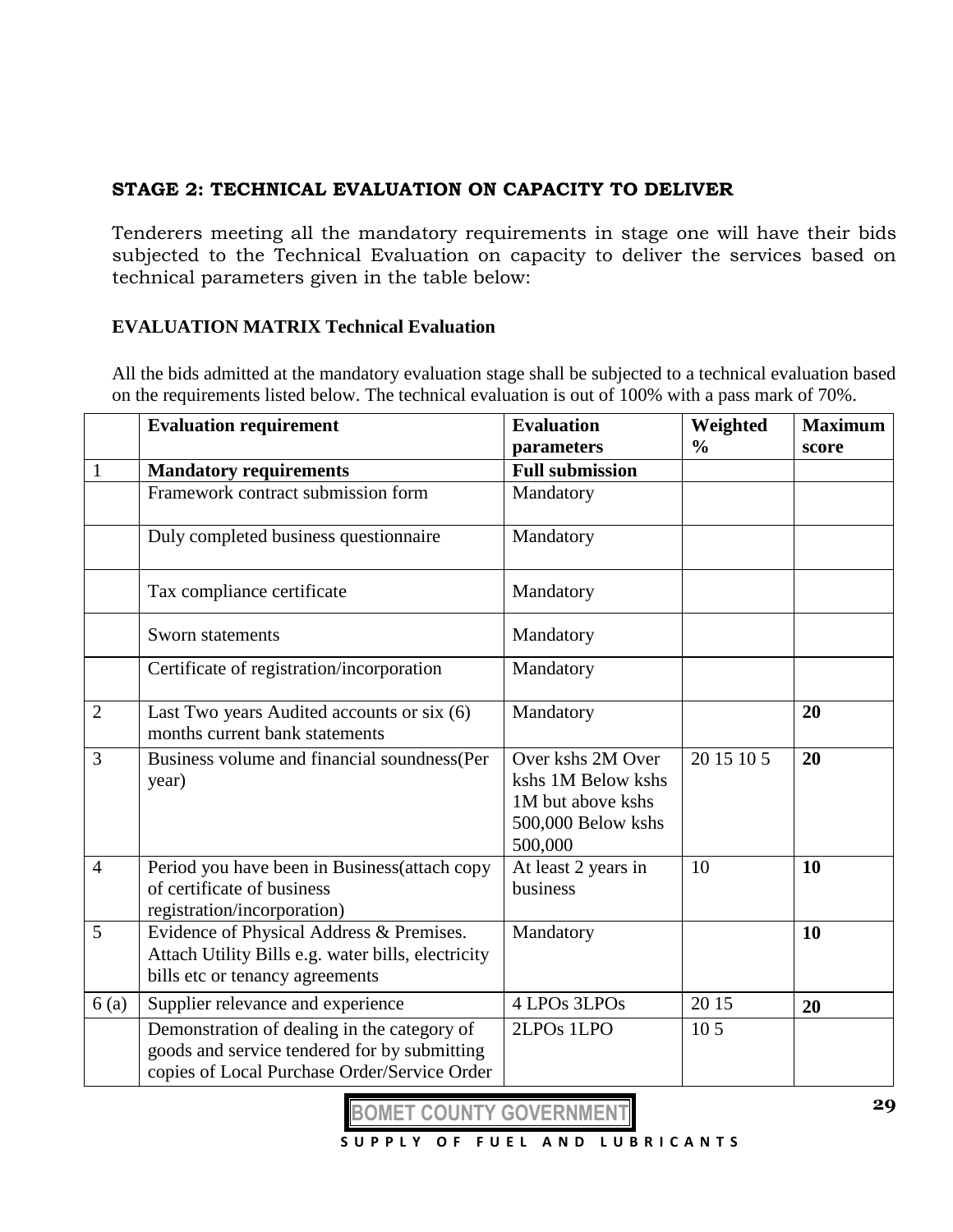**STAGE 2: TECHNICAL EVALUATION ON CAPACITY TO DELIVER**

Tenderers meeting all the mandatory requirements in stage one will have their bids subjected to the Technical Evaluation on capacity to deliver the services based on technical parameters given in the table below:

**EVALUATION MATRIX Technical Evaluation**

All the bids admitted at the mandatory evaluation stage shall be subjected to a technical evaluation based on the requirements listed below. The technical evaluation is out of 100% with a pass mark of 70%.

| | Evaluation requirement | Evaluation parameters | Weighted % | Maximum score |
|---|---|---|---|---|
| 1 | **Mandatory requirements** | **Full submission** | | |
| | Framework contract submission form | Mandatory | | |
| | Duly completed business questionnaire | Mandatory | | |
| | Tax compliance certificate | Mandatory | | |
| | Sworn statements | Mandatory | | |
| | Certificate of registration/incorporation | Mandatory | | |
| 2 | Last Two years Audited accounts or six (6) months current bank statements | Mandatory | | **20** |
| 3 | Business volume and financial soundness(Per year) | Over kshs 2M Over kshs 1M Below kshs 1M but above kshs 500,000 Below kshs 500,000 | 20 15 10 5 | **20** |
| 4 | Period you have been in Business(attach copy of certificate of business registration/incorporation) | At least 2 years in business | 10 | **10** |
| 5 | Evidence of Physical Address & Premises. Attach Utility Bills e.g. water bills, electricity bills etc or tenancy agreements | Mandatory | | **10** |
| 6 (a) | Supplier relevance and experience | 4 LPOs 3LPOs | 20 15 | **20** |
| | Demonstration of dealing in the category of goods and service tendered for by submitting copies of Local Purchase Order/Service Order | 2LPOs 1LPO | 10 5 | |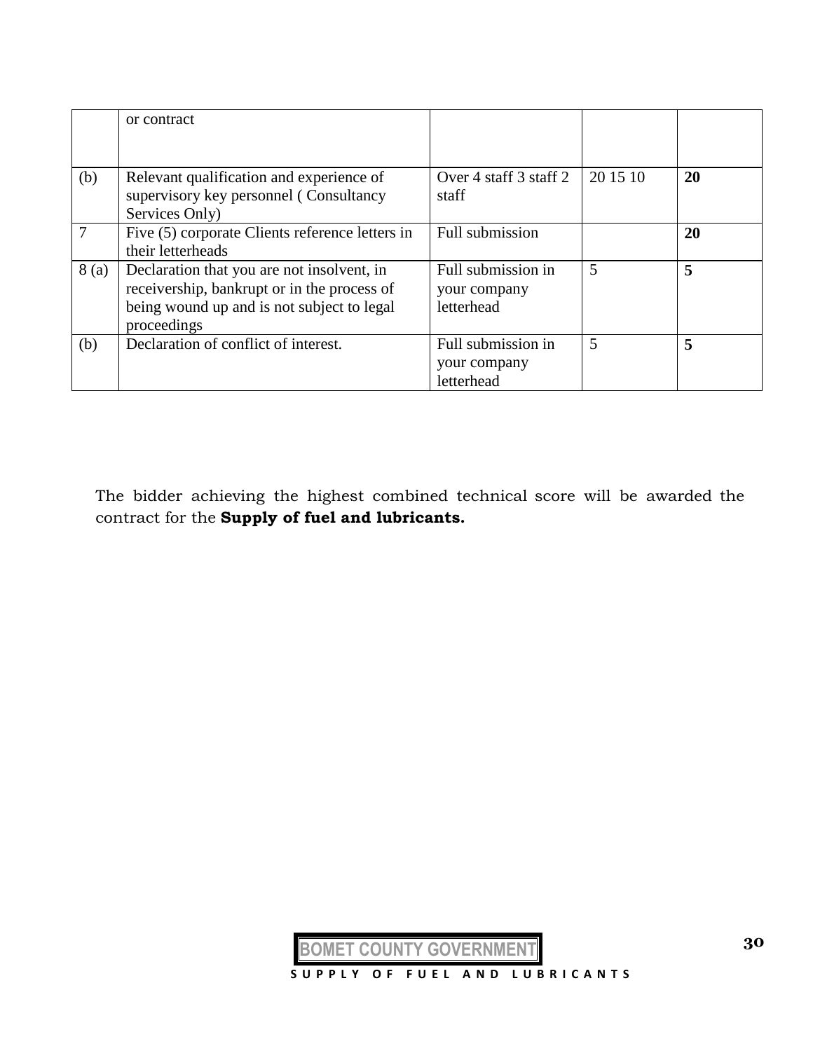| | or contract | | | |
|---|---|---|---|---|
| (b) | Relevant qualification and experience of supervisory key personnel ( Consultancy Services Only) | Over 4 staff 3 staff 2 staff | 20 15 10 | **20** |
| 7 | Five (5) corporate Clients reference letters in their letterheads | Full submission | | **20** |
| 8 (a) | Declaration that you are not insolvent, in receivership, bankrupt or in the process of being wound up and is not subject to legal proceedings | Full submission in your company letterhead | 5 | **5** |
| (b) | Declaration of conflict of interest. | Full submission in your company letterhead | 5 | **5** |

The bidder achieving the highest combined technical score will be awarded the contract for the **Supply of fuel and lubricants.**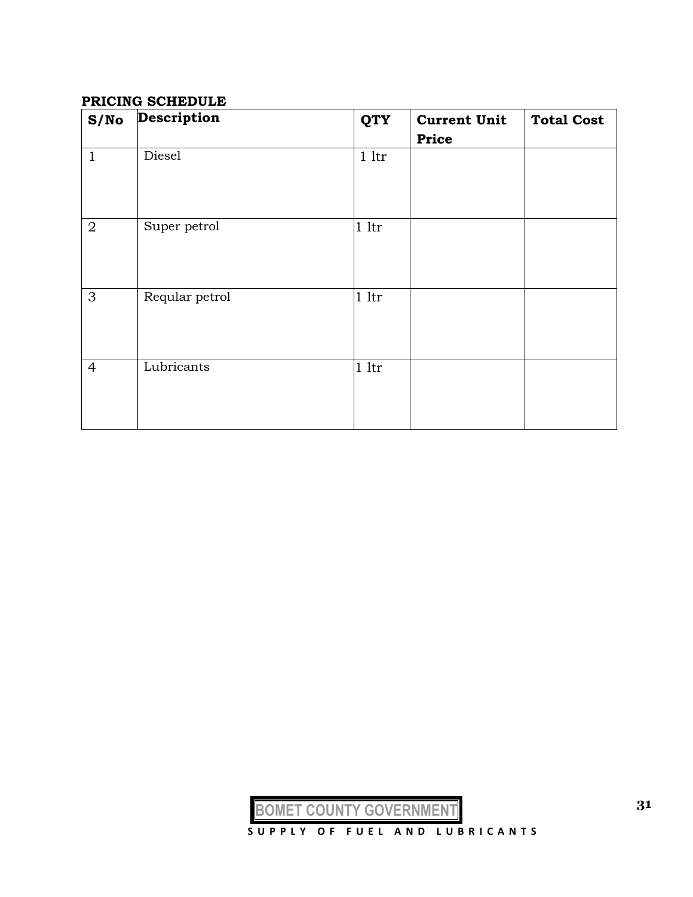**PRICING SCHEDULE**

| S/No | Description | QTY | Current Unit Price | Total Cost |
|---|---|---|---|---|
| 1 | Diesel | 1 ltr | | |
| 2 | Super petrol | 1 ltr | | |
| 3 | Reqular petrol | 1 ltr | | |
| 4 | Lubricants | 1 ltr | | |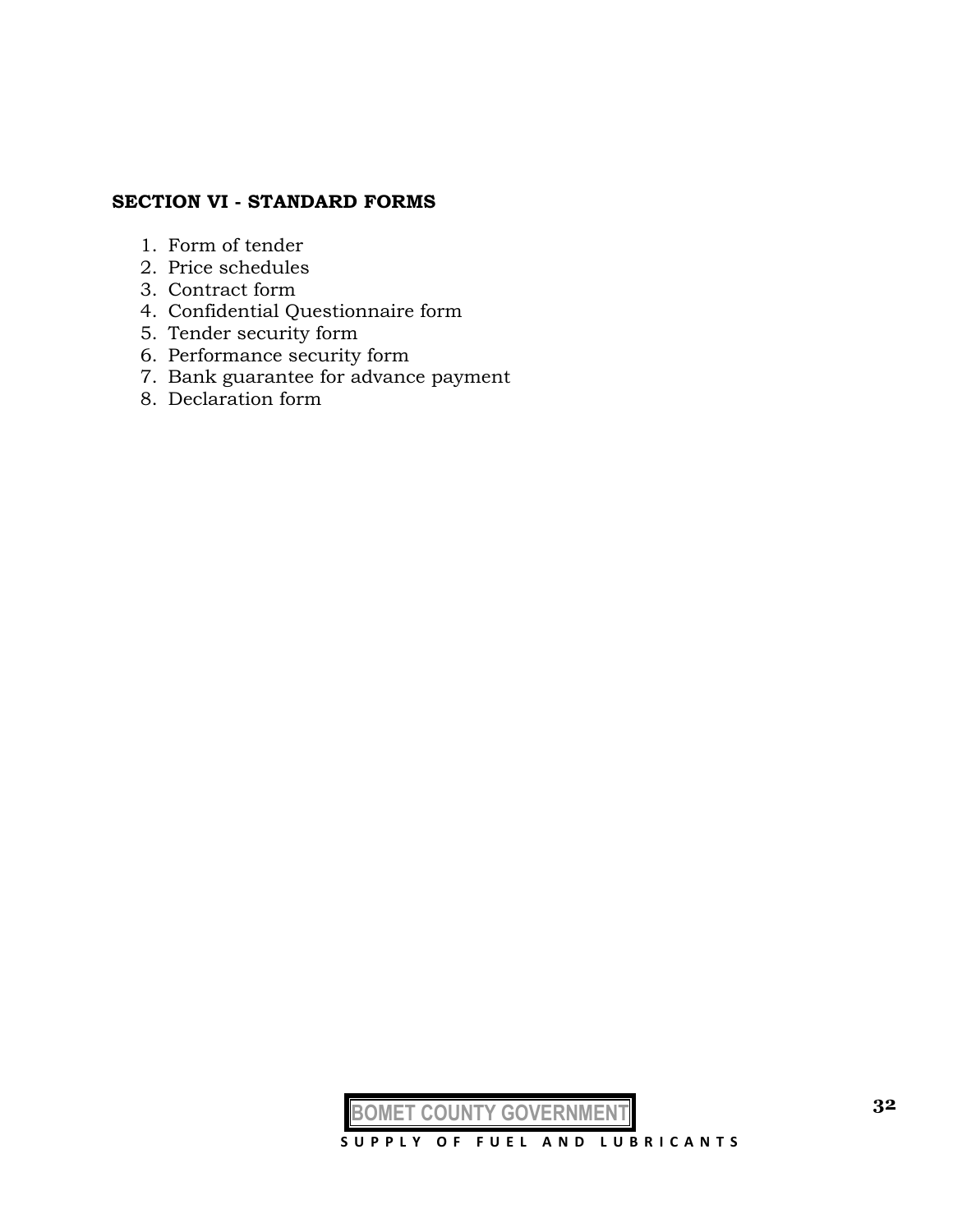## SECTION VI - STANDARD FORMS

1. Form of tender
2. Price schedules
3. Contract form
4. Confidential Questionnaire form
5. Tender security form
6. Performance security form
7. Bank guarantee for advance payment
8. Declaration form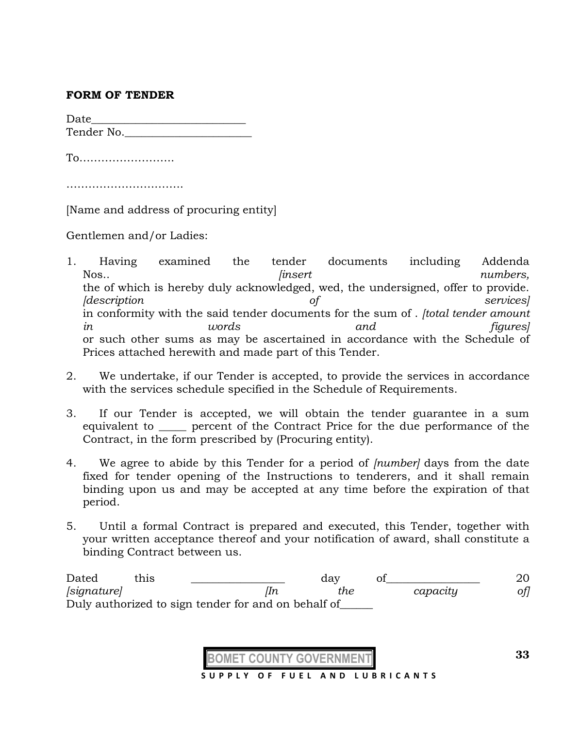**FORM OF TENDER**

Date___________________________
Tender No.______________________

To……………………..

…………………………..

[Name and address of procuring entity]

Gentlemen and/or Ladies:

1. Having examined the tender documents including Addenda Nos.. *[insert numbers,* the of which is hereby duly acknowledged, wed, the undersigned, offer to provide. *[description of services]* in conformity with the said tender documents for the sum of . *[total tender amount in words and figures]* or such other sums as may be ascertained in accordance with the Schedule of Prices attached herewith and made part of this Tender.

2. We undertake, if our Tender is accepted, to provide the services in accordance with the services schedule specified in the Schedule of Requirements.

3. If our Tender is accepted, we will obtain the tender guarantee in a sum equivalent to _____ percent of the Contract Price for the due performance of the Contract, in the form prescribed by (Procuring entity).

4. We agree to abide by this Tender for a period of *[number]* days from the date fixed for tender opening of the Instructions to tenderers, and it shall remain binding upon us and may be accepted at any time before the expiration of that period.

5. Until a formal Contract is prepared and executed, this Tender, together with your written acceptance thereof and your notification of award, shall constitute a binding Contract between us.

Dated this ________________ day of________________ 20
*[signature]* *[In the capacity of]*
Duly authorized to sign tender for and on behalf of______

BOMET COUNTY GOVERNMENT
SUPPLY OF FUEL AND LUBRICANTS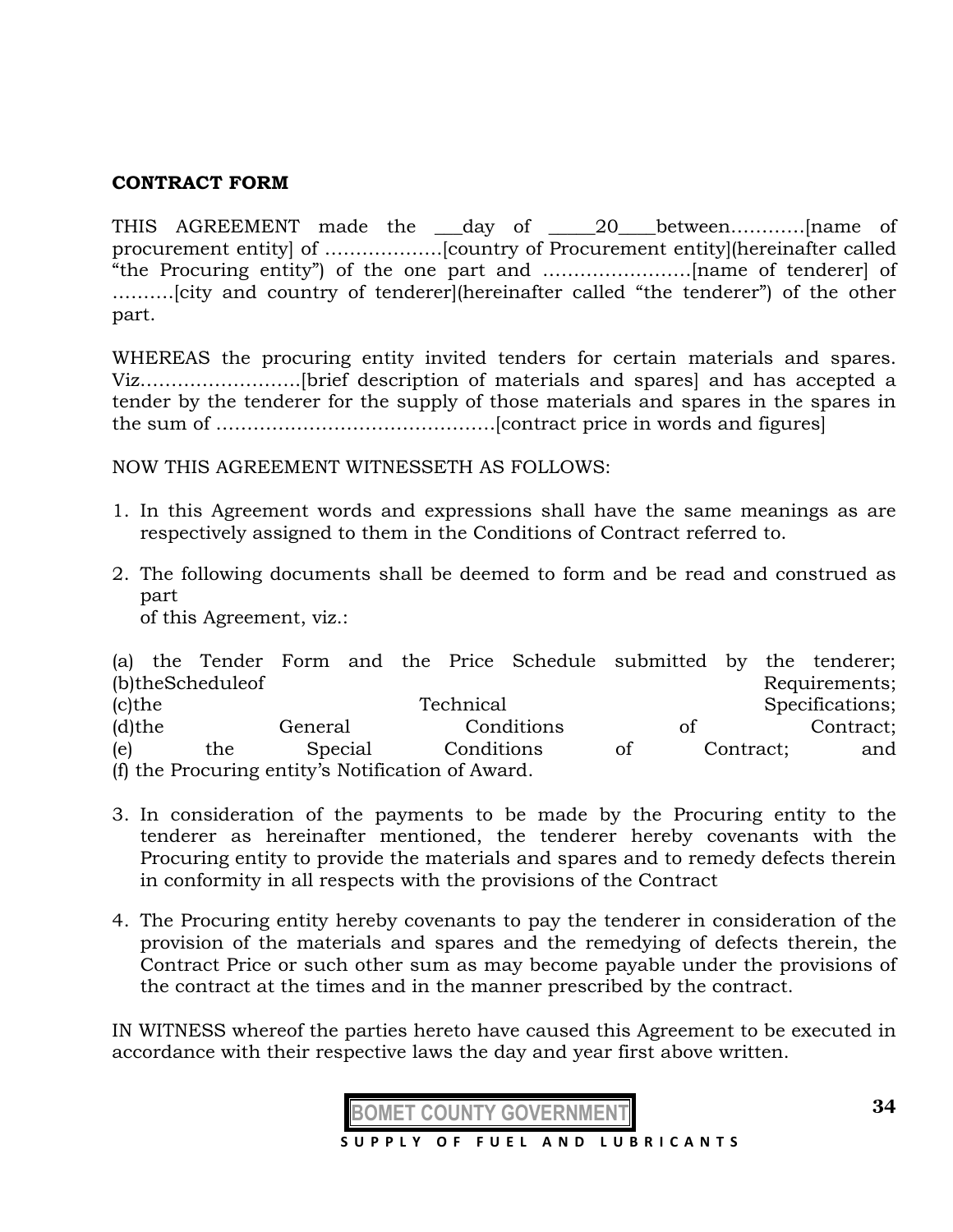**CONTRACT FORM**

THIS AGREEMENT made the ___day of _____20____between…………[name of procurement entity] of ……………….[country of Procurement entity](hereinafter called "the Procuring entity") of the one part and ……………………[name of tenderer] of ……….[city and country of tenderer](hereinafter called "the tenderer") of the other part.

WHEREAS the procuring entity invited tenders for certain materials and spares. Viz……………………..[brief description of materials and spares] and has accepted a tender by the tenderer for the supply of those materials and spares in the spares in the sum of ………………………………………[contract price in words and figures]

NOW THIS AGREEMENT WITNESSETH AS FOLLOWS:

1. In this Agreement words and expressions shall have the same meanings as are respectively assigned to them in the Conditions of Contract referred to.

2. The following documents shall be deemed to form and be read and construed as part of this Agreement, viz.:

(a) the Tender Form and the Price Schedule submitted by the tenderer;
(b)theScheduleof Requirements;
(c)the Technical Specifications;
(d)the General Conditions of Contract;
(e) the Special Conditions of Contract; and
(f) the Procuring entity's Notification of Award.

3. In consideration of the payments to be made by the Procuring entity to the tenderer as hereinafter mentioned, the tenderer hereby covenants with the Procuring entity to provide the materials and spares and to remedy defects therein in conformity in all respects with the provisions of the Contract

4. The Procuring entity hereby covenants to pay the tenderer in consideration of the provision of the materials and spares and the remedying of defects therein, the Contract Price or such other sum as may become payable under the provisions of the contract at the times and in the manner prescribed by the contract.

IN WITNESS whereof the parties hereto have caused this Agreement to be executed in accordance with their respective laws the day and year first above written.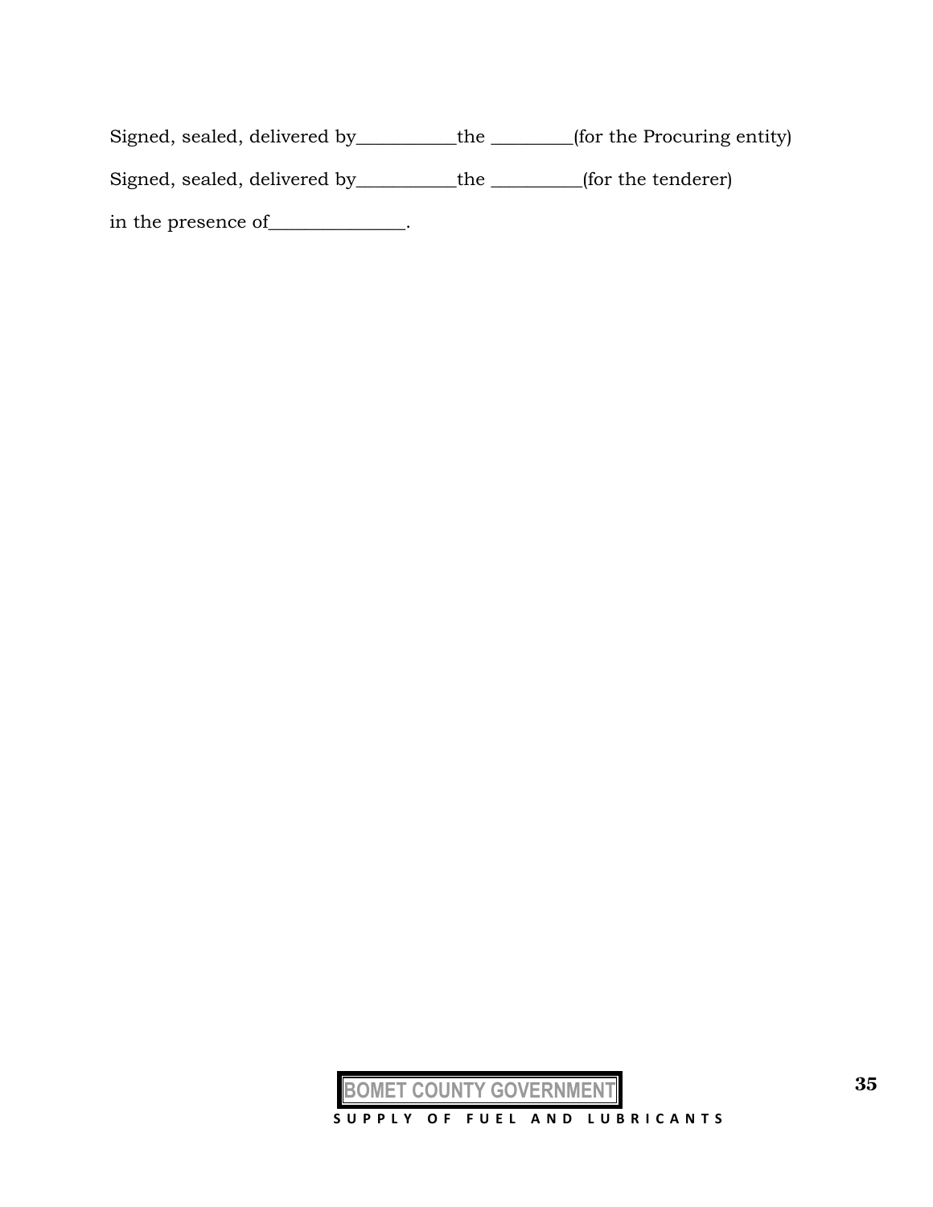Signed, sealed, delivered by___________the _________(for the Procuring entity)

Signed, sealed, delivered by___________the __________(for the tenderer)

in the presence of_______________.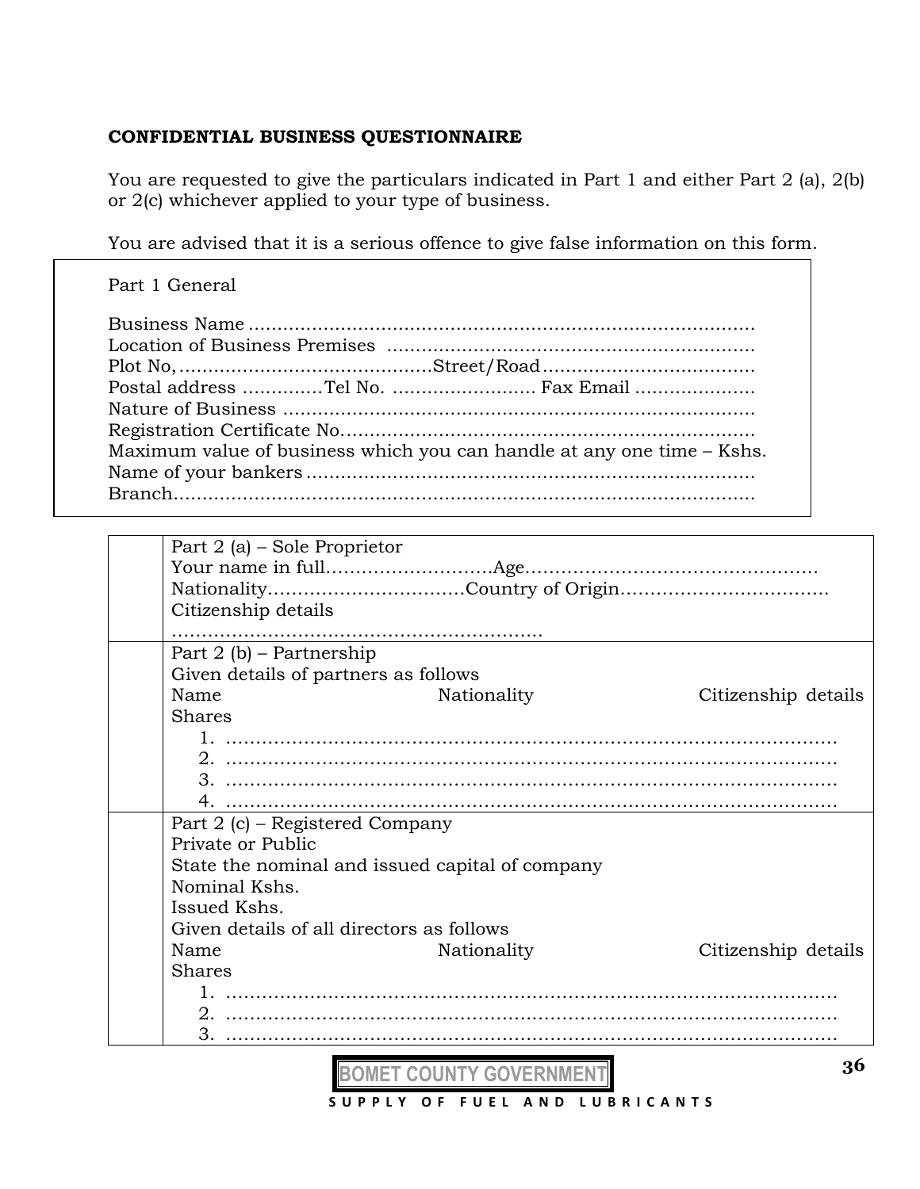**CONFIDENTIAL BUSINESS QUESTIONNAIRE**

You are requested to give the particulars indicated in Part 1 and either Part 2 (a), 2(b) or 2(c) whichever applied to your type of business.

You are advised that it is a serious offence to give false information on this form.

Part 1 General

Business Name …………………………………………………………………………

Location of Business Premises ………………………………………………………

Plot No,……………………………………Street/Road………………………………

Postal address ………….Tel No. ……………………. Fax Email …………………

Nature of Business ……………………………………………………………………

Registration Certificate No……………………………………………………………

Maximum value of business which you can handle at any one time – Kshs.

Name of your bankers …………………………………………………………………

Branch……………………………………………………………………………………

| | |
|---|---|
| | Part 2 (a) – Sole Proprietor<br>Your name in full………………………Age…………………………………………<br>Nationality……………………………Country of Origin……………………………<br>Citizenship details<br>……………………………………………………. |
| | Part 2 (b) – Partnership<br>Given details of partners as follows<br>Name Nationality Citizenship details<br>Shares<br>1. ………………………………………………………………………………………<br>2. ………………………………………………………………………………………<br>3. ………………………………………………………………………………………<br>4. ……………………………………………………………………………………… |
| | Part 2 (c) – Registered Company<br>Private or Public<br>State the nominal and issued capital of company<br>Nominal Kshs.<br>Issued Kshs.<br>Given details of all directors as follows<br>Name Nationality Citizenship details<br>Shares<br>1. ………………………………………………………………………………………<br>2. ………………………………………………………………………………………<br>3. ……………………………………………………………………………………… |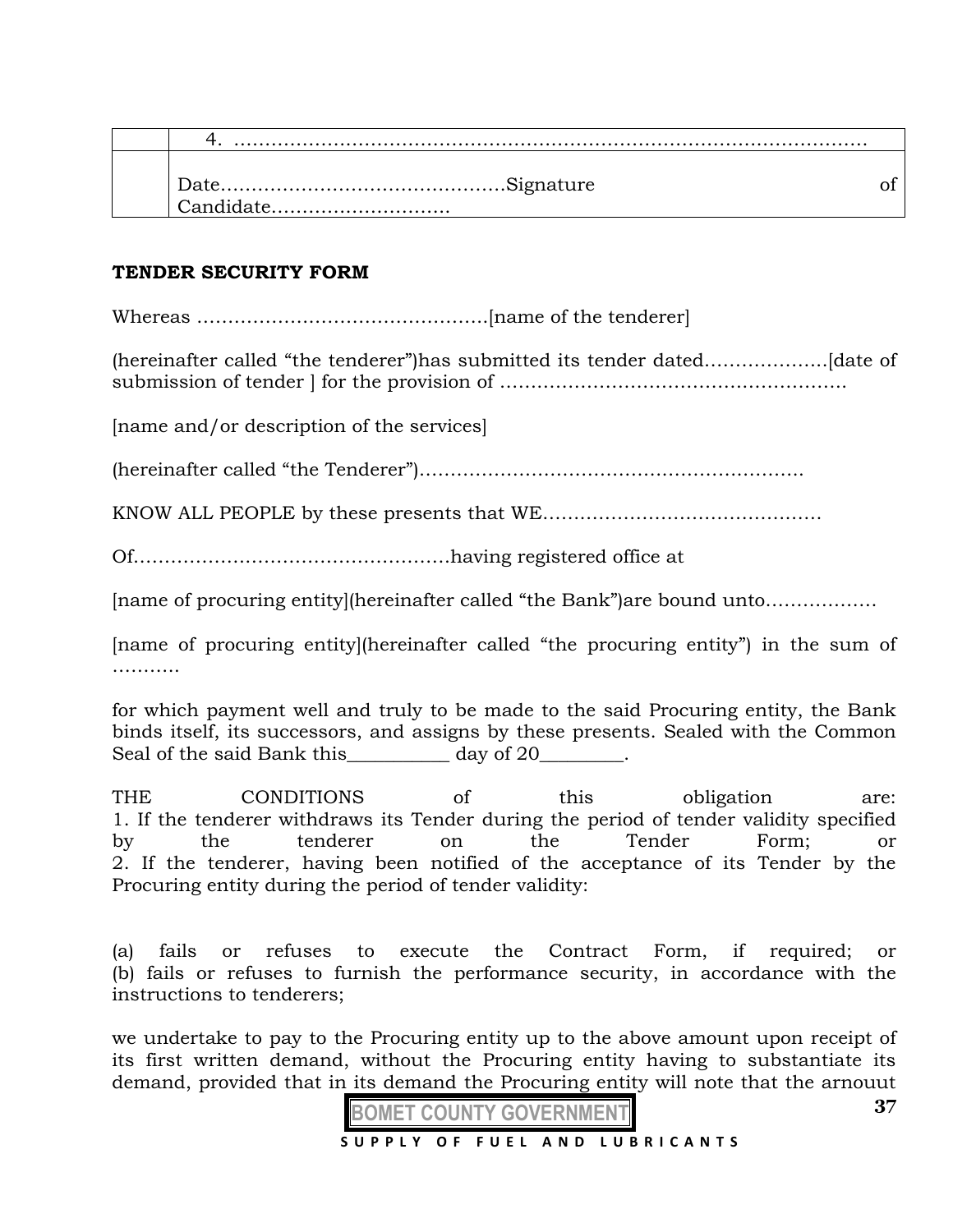|  | 4. ………………………………………………………………………………………… |
| --- | --- |
|  | Date………………………………………Signature of Candidate………………………. |

**TENDER SECURITY FORM**

Whereas ………………………………………..[name of the tenderer]

(hereinafter called "the tenderer")has submitted its tender dated……………….[date of submission of tender ] for the provision of ……………………………………………….

[name and/or description of the services]

(hereinafter called "the Tenderer")…………………………………………………….

KNOW ALL PEOPLE by these presents that WE………………………………………

Of…………………………………………having registered office at

[name of procuring entity](hereinafter called "the Bank")are bound unto………………

[name of procuring entity](hereinafter called "the procuring entity") in the sum of ………..

for which payment well and truly to be made to the said Procuring entity, the Bank binds itself, its successors, and assigns by these presents. Sealed with the Common Seal of the said Bank this__________ day of 20________.

THE CONDITIONS of this obligation are:
1. If the tenderer withdraws its Tender during the period of tender validity specified by the tenderer on the Tender Form; or
2. If the tenderer, having been notified of the acceptance of its Tender by the Procuring entity during the period of tender validity:

(a) fails or refuses to execute the Contract Form, if required; or
(b) fails or refuses to furnish the performance security, in accordance with the instructions to tenderers;

we undertake to pay to the Procuring entity up to the above amount upon receipt of its first written demand, without the Procuring entity having to substantiate its demand, provided that in its demand the Procuring entity will note that the arnouut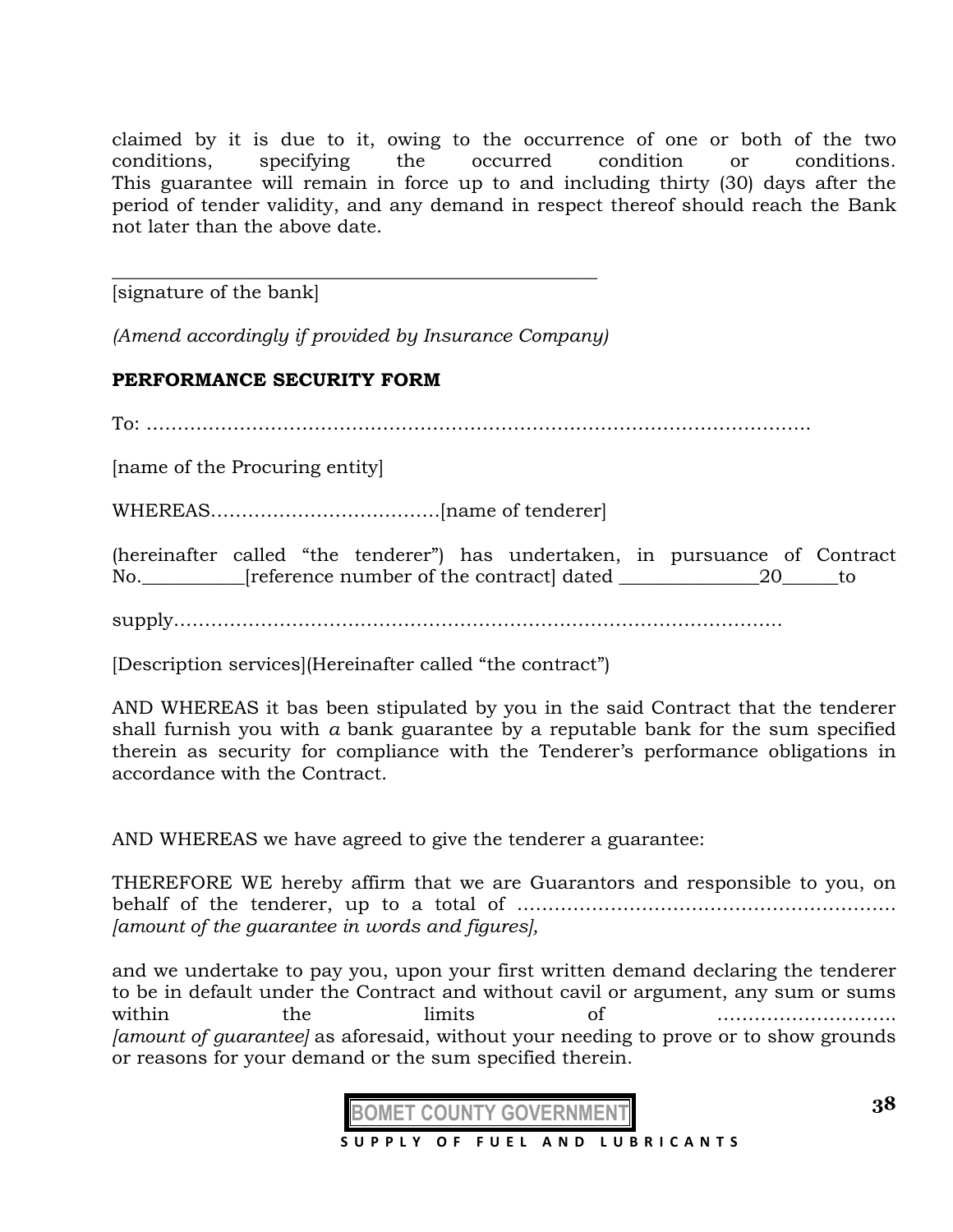claimed by it is due to it, owing to the occurrence of one or both of the two conditions, specifying the occurred condition or conditions. This guarantee will remain in force up to and including thirty (30) days after the period of tender validity, and any demand in respect thereof should reach the Bank not later than the above date.

_____________________________________________________

[signature of the bank]

*(Amend accordingly if provided by Insurance Company)*

**PERFORMANCE SECURITY FORM**

To: ……………………………………………………………………………………………

[name of the Procuring entity]

WHEREAS……………………………….[name of tenderer]

(hereinafter called "the tenderer") has undertaken, in pursuance of Contract No.__________[reference number of the contract] dated ______________20______to

supply……………………………………………………………………………………

[Description services](Hereinafter called "the contract")

AND WHEREAS it bas been stipulated by you in the said Contract that the tenderer shall furnish you with *a* bank guarantee by a reputable bank for the sum specified therein as security for compliance with the Tenderer's performance obligations in accordance with the Contract.

AND WHEREAS we have agreed to give the tenderer a guarantee:

THEREFORE WE hereby affirm that we are Guarantors and responsible to you, on behalf of the tenderer, up to a total of ……………………………………………………. *[amount of the guarantee in words and figures],*

and we undertake to pay you, upon your first written demand declaring the tenderer to be in default under the Contract and without cavil or argument, any sum or sums within the limits of ………………………. *[amount of guarantee]* as aforesaid, without your needing to prove or to show grounds or reasons for your demand or the sum specified therein.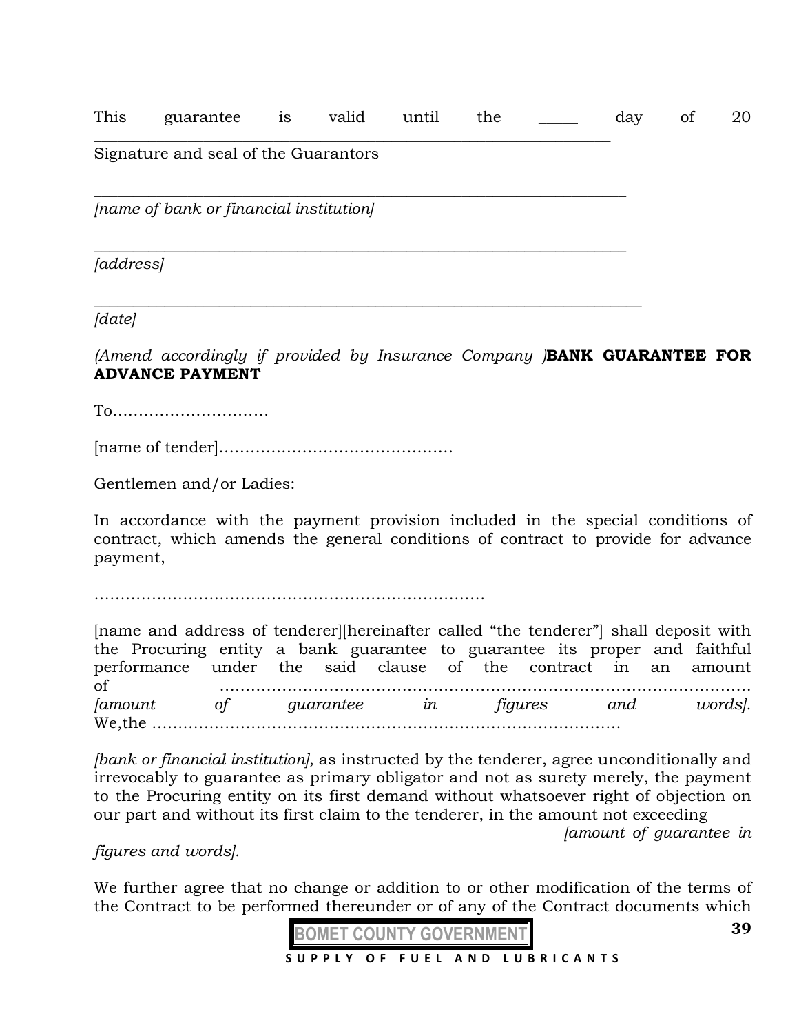This guarantee is valid until the _____ day of 20 ____________________________________________________________

Signature and seal of the Guarantors

______________________________________________________________

*[name of bank or financial institution]*

______________________________________________________________

*[address]*

______________________________________________________________

*[date]*

*(Amend accordingly if provided by Insurance Company )* **BANK GUARANTEE FOR ADVANCE PAYMENT**

To…………………………

[name of tender]………………………………………

Gentlemen and/or Ladies:

In accordance with the payment provision included in the special conditions of contract, which amends the general conditions of contract to provide for advance payment,

…………………………………………………………………

[name and address of tenderer][hereinafter called "the tenderer"] shall deposit with the Procuring entity a bank guarantee to guarantee its proper and faithful performance under the said clause of the contract in an amount of ……………………………………………………………………………………… *[amount of guarantee in figures and words].* We,the ………………………………………………………………………………

*[bank or financial institution],* as instructed by the tenderer, agree unconditionally and irrevocably to guarantee as primary obligator and not as surety merely, the payment to the Procuring entity on its first demand without whatsoever right of objection on our part and without its first claim to the tenderer, in the amount not exceeding *[amount of guarantee in figures and words].*

We further agree that no change or addition to or other modification of the terms of the Contract to be performed thereunder or of any of the Contract documents which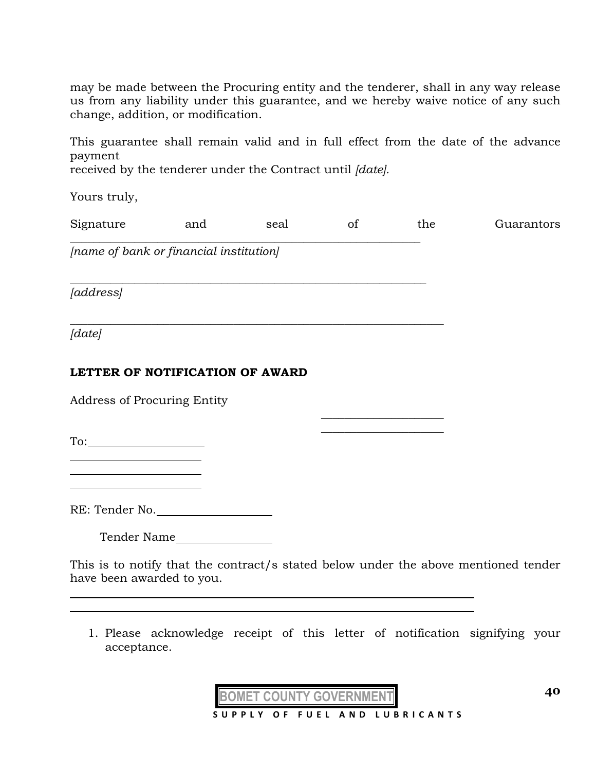may be made between the Procuring entity and the tenderer, shall in any way release us from any liability under this guarantee, and we hereby waive notice of any such change, addition, or modification.

This guarantee shall remain valid and in full effect from the date of the advance payment
received by the tenderer under the Contract until *[date]*.

Yours truly,

Signature and seal of the Guarantors
\_\_\_\_\_\_\_\_\_\_\_\_\_\_\_\_\_\_\_\_\_\_\_\_\_\_\_\_\_\_\_\_\_\_\_\_\_\_\_\_\_\_\_\_\_\_\_\_\_\_\_\_\_\_\_\_\_\_
*[name of bank or financial institution]*

\_\_\_\_\_\_\_\_\_\_\_\_\_\_\_\_\_\_\_\_\_\_\_\_\_\_\_\_\_\_\_\_\_\_\_\_\_\_\_\_\_\_\_\_\_\_\_\_\_\_\_\_\_\_\_\_\_\_
*[address]*

\_\_\_\_\_\_\_\_\_\_\_\_\_\_\_\_\_\_\_\_\_\_\_\_\_\_\_\_\_\_\_\_\_\_\_\_\_\_\_\_\_\_\_\_\_\_\_\_\_\_\_\_\_\_\_\_\_\_
*[date]*

**LETTER OF NOTIFICATION OF AWARD**

Address of Procuring Entity

\_\_\_\_\_\_\_\_\_\_\_\_\_\_\_\_\_\_\_\_
\_\_\_\_\_\_\_\_\_\_\_\_\_\_\_\_\_\_\_\_

To:\_\_\_\_\_\_\_\_\_\_\_\_\_\_\_\_\_\_\_\_
\_\_\_\_\_\_\_\_\_\_\_\_\_\_\_\_\_\_\_\_
\_\_\_\_\_\_\_\_\_\_\_\_\_\_\_\_\_\_\_\_
\_\_\_\_\_\_\_\_\_\_\_\_\_\_\_\_\_\_\_\_

RE: Tender No.\_\_\_\_\_\_\_\_\_\_\_\_\_\_\_\_\_\_\_\_

Tender Name\_\_\_\_\_\_\_\_\_\_\_\_\_\_\_\_

This is to notify that the contract/s stated below under the above mentioned tender have been awarded to you.

\_\_\_\_\_\_\_\_\_\_\_\_\_\_\_\_\_\_\_\_\_\_\_\_\_\_\_\_\_\_\_\_\_\_\_\_\_\_\_\_\_\_\_\_\_\_\_\_\_\_\_\_\_\_\_\_\_\_
\_\_\_\_\_\_\_\_\_\_\_\_\_\_\_\_\_\_\_\_\_\_\_\_\_\_\_\_\_\_\_\_\_\_\_\_\_\_\_\_\_\_\_\_\_\_\_\_\_\_\_\_\_\_\_\_\_\_

1. Please acknowledge receipt of this letter of notification signifying your acceptance.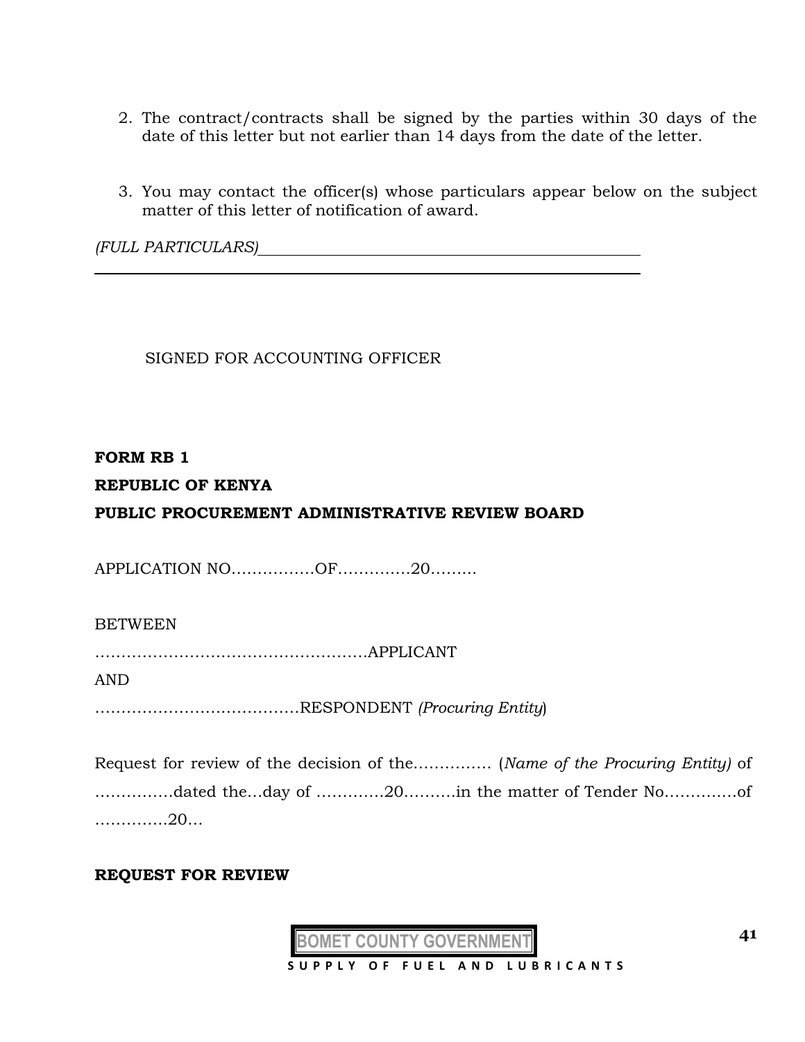2. The contract/contracts shall be signed by the parties within 30 days of the date of this letter but not earlier than 14 days from the date of the letter.

3. You may contact the officer(s) whose particulars appear below on the subject matter of this letter of notification of award.

*(FULL PARTICULARS)*\_\_\_\_\_\_\_\_\_\_\_\_\_\_\_\_\_\_\_\_\_\_\_\_\_\_\_\_\_\_\_\_\_\_\_\_\_\_\_\_\_\_\_\_\_\_\_\_

\_\_\_\_\_\_\_\_\_\_\_\_\_\_\_\_\_\_\_\_\_\_\_\_\_\_\_\_\_\_\_\_\_\_\_\_\_\_\_\_\_\_\_\_\_\_\_\_\_\_\_\_\_\_\_\_\_\_\_\_\_\_\_\_

SIGNED FOR ACCOUNTING OFFICER

**FORM RB 1**

**REPUBLIC OF KENYA**

**PUBLIC PROCUREMENT ADMINISTRATIVE REVIEW BOARD**

APPLICATION NO…………….OF………….20………

BETWEEN

…………………………………………….APPLICANT

AND

…………………………………RESPONDENT *(Procuring Entity*)

Request for review of the decision of the…………… (*Name of the Procuring Entity)* of ……………dated the…day of ………….20……….in the matter of Tender No………….of …………..20…

**REQUEST FOR REVIEW**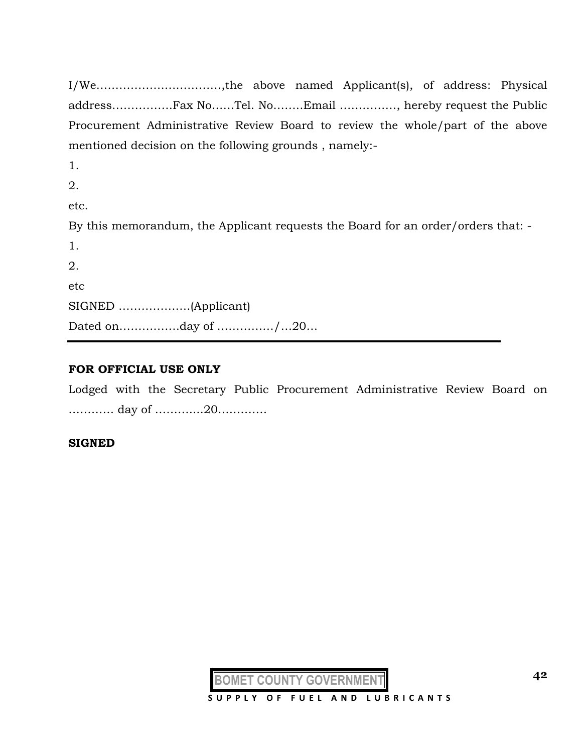I/We……………………………,the above named Applicant(s), of address: Physical address……………Fax No……Tel. No……..Email ……………, hereby request the Public Procurement Administrative Review Board to review the whole/part of the above mentioned decision on the following grounds , namely:-

1.

2.

etc.

By this memorandum, the Applicant requests the Board for an order/orders that: -

1.

2.

etc

SIGNED ……………….(Applicant)

Dated on…………….day of ……………/…20…

---

**FOR OFFICIAL USE ONLY**

Lodged with the Secretary Public Procurement Administrative Review Board on ………… day of ………....20….………

**SIGNED**